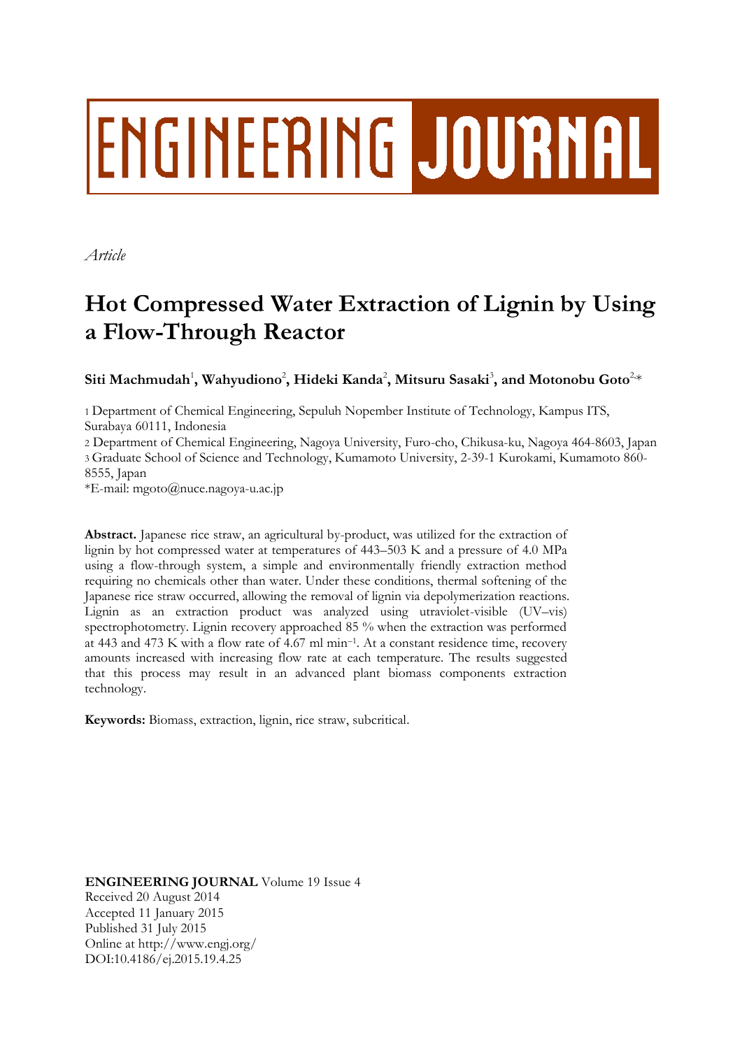# ENGINEERING JOURNAL

*Article*

# Hot Compressed Water Extraction of Lignin by Using a Flow-Through Reactor

**Siti Machmudah[1], Wahyudiono[2], Hideki Kanda[2], Mitsuru Sasaki[3], and Motonobu Goto[2,*]**

1 Department of Chemical Engineering, Sepuluh Nopember Institute of Technology, Kampus ITS, Surabaya 60111, Indonesia

2 Department of Chemical Engineering, Nagoya University, Furo-cho, Chikusa-ku, Nagoya 464-8603, Japan

3 Graduate School of Science and Technology, Kumamoto University, 2-39-1 Kurokami, Kumamoto 860-8555, Japan

*E-mail: mgoto@nuce.nagoya-u.ac.jp

**Abstract.** Japanese rice straw, an agricultural by-product, was utilized for the extraction of lignin by hot compressed water at temperatures of 443–503 K and a pressure of 4.0 MPa using a flow-through system, a simple and environmentally friendly extraction method requiring no chemicals other than water. Under these conditions, thermal softening of the Japanese rice straw occurred, allowing the removal of lignin via depolymerization reactions. Lignin as an extraction product was analyzed using utraviolet-visible (UV–vis) spectrophotometry. Lignin recovery approached 85 % when the extraction was performed at 443 and 473 K with a flow rate of 4.67 ml min$^{-1}$. At a constant residence time, recovery amounts increased with increasing flow rate at each temperature. The results suggested that this process may result in an advanced plant biomass components extraction technology.

**Keywords:** Biomass, extraction, lignin, rice straw, subcritical.

**ENGINEERING JOURNAL** Volume 19 Issue 4
Received 20 August 2014
Accepted 11 January 2015
Published 31 July 2015
Online at http://www.engj.org/
DOI:10.4186/ej.2015.19.4.25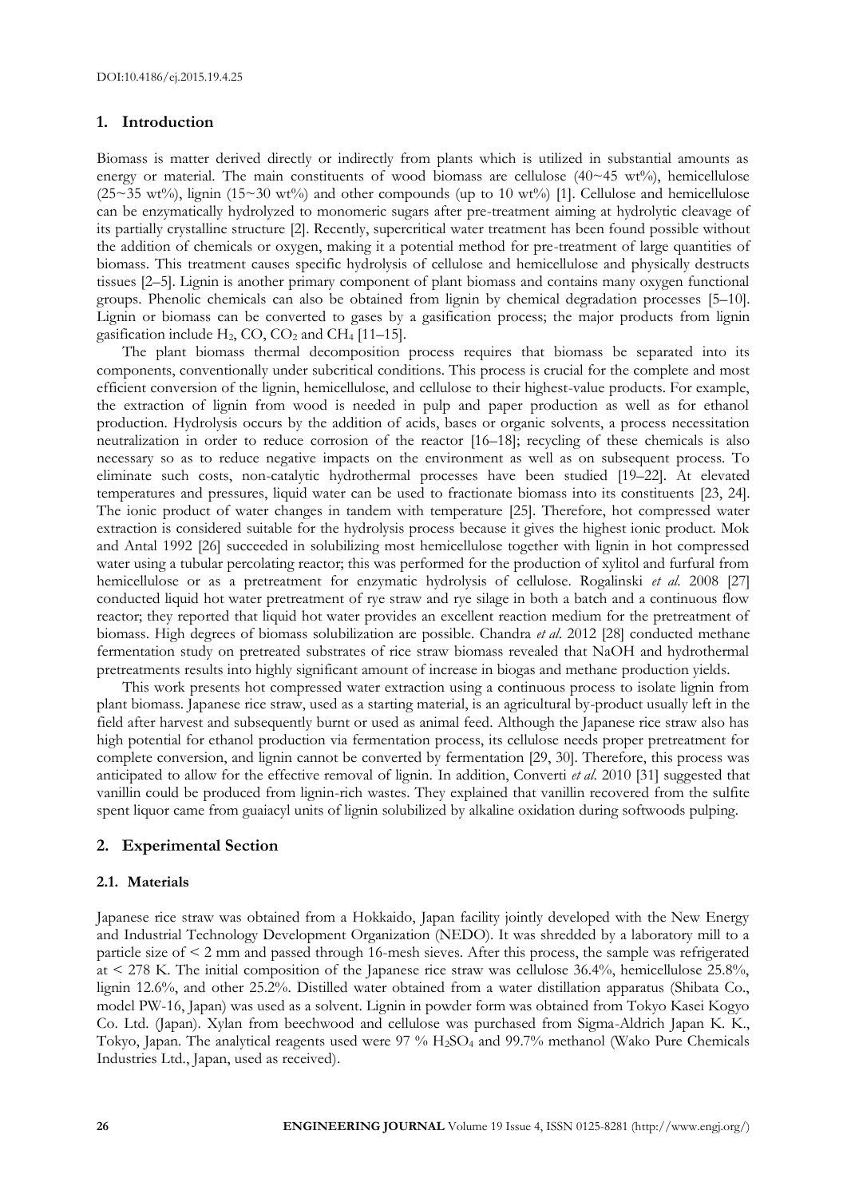DOI:10.4186/ej.2015.19.4.25

## 1. Introduction

Biomass is matter derived directly or indirectly from plants which is utilized in substantial amounts as energy or material. The main constituents of wood biomass are cellulose (40~45 wt%), hemicellulose (25~35 wt%), lignin (15~30 wt%) and other compounds (up to 10 wt%) [1]. Cellulose and hemicellulose can be enzymatically hydrolyzed to monomeric sugars after pre-treatment aiming at hydrolytic cleavage of its partially crystalline structure [2]. Recently, supercritical water treatment has been found possible without the addition of chemicals or oxygen, making it a potential method for pre-treatment of large quantities of biomass. This treatment causes specific hydrolysis of cellulose and hemicellulose and physically destructs tissues [2–5]. Lignin is another primary component of plant biomass and contains many oxygen functional groups. Phenolic chemicals can also be obtained from lignin by chemical degradation processes [5–10]. Lignin or biomass can be converted to gases by a gasification process; the major products from lignin gasification include $H_2$, CO, $CO_2$ and $CH_4$ [11–15].

The plant biomass thermal decomposition process requires that biomass be separated into its components, conventionally under subcritical conditions. This process is crucial for the complete and most efficient conversion of the lignin, hemicellulose, and cellulose to their highest-value products. For example, the extraction of lignin from wood is needed in pulp and paper production as well as for ethanol production. Hydrolysis occurs by the addition of acids, bases or organic solvents, a process necessitation neutralization in order to reduce corrosion of the reactor [16–18]; recycling of these chemicals is also necessary so as to reduce negative impacts on the environment as well as on subsequent process. To eliminate such costs, non-catalytic hydrothermal processes have been studied [19–22]. At elevated temperatures and pressures, liquid water can be used to fractionate biomass into its constituents [23, 24]. The ionic product of water changes in tandem with temperature [25]. Therefore, hot compressed water extraction is considered suitable for the hydrolysis process because it gives the highest ionic product. Mok and Antal 1992 [26] succeeded in solubilizing most hemicellulose together with lignin in hot compressed water using a tubular percolating reactor; this was performed for the production of xylitol and furfural from hemicellulose or as a pretreatment for enzymatic hydrolysis of cellulose. Rogalinski *et al.* 2008 [27] conducted liquid hot water pretreatment of rye straw and rye silage in both a batch and a continuous flow reactor; they reported that liquid hot water provides an excellent reaction medium for the pretreatment of biomass. High degrees of biomass solubilization are possible. Chandra *et al.* 2012 [28] conducted methane fermentation study on pretreated substrates of rice straw biomass revealed that NaOH and hydrothermal pretreatments results into highly significant amount of increase in biogas and methane production yields.

This work presents hot compressed water extraction using a continuous process to isolate lignin from plant biomass. Japanese rice straw, used as a starting material, is an agricultural by-product usually left in the field after harvest and subsequently burnt or used as animal feed. Although the Japanese rice straw also has high potential for ethanol production via fermentation process, its cellulose needs proper pretreatment for complete conversion, and lignin cannot be converted by fermentation [29, 30]. Therefore, this process was anticipated to allow for the effective removal of lignin. In addition, Converti *et al.* 2010 [31] suggested that vanillin could be produced from lignin-rich wastes. They explained that vanillin recovered from the sulfite spent liquor came from guaiacyl units of lignin solubilized by alkaline oxidation during softwoods pulping.

## 2. Experimental Section

### 2.1. Materials

Japanese rice straw was obtained from a Hokkaido, Japan facility jointly developed with the New Energy and Industrial Technology Development Organization (NEDO). It was shredded by a laboratory mill to a particle size of < 2 mm and passed through 16-mesh sieves. After this process, the sample was refrigerated at < 278 K. The initial composition of the Japanese rice straw was cellulose 36.4%, hemicellulose 25.8%, lignin 12.6%, and other 25.2%. Distilled water obtained from a water distillation apparatus (Shibata Co., model PW-16, Japan) was used as a solvent. Lignin in powder form was obtained from Tokyo Kasei Kogyo Co. Ltd. (Japan). Xylan from beechwood and cellulose was purchased from Sigma-Aldrich Japan K. K., Tokyo, Japan. The analytical reagents used were 97 % $H_2SO_4$ and 99.7% methanol (Wako Pure Chemicals Industries Ltd., Japan, used as received).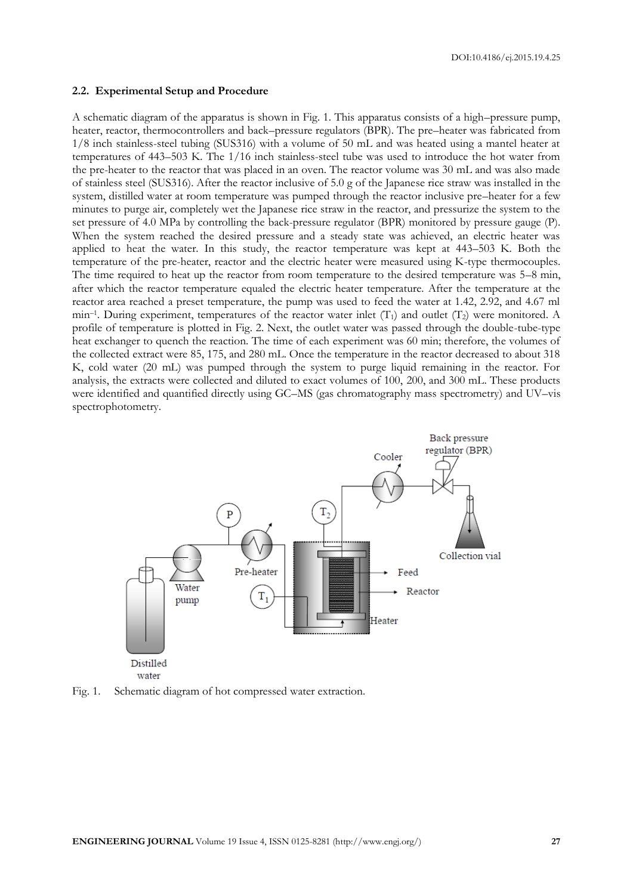### 2.2. Experimental Setup and Procedure

A schematic diagram of the apparatus is shown in Fig. 1. This apparatus consists of a high–pressure pump, heater, reactor, thermocontrollers and back–pressure regulators (BPR). The pre–heater was fabricated from 1/8 inch stainless-steel tubing (SUS316) with a volume of 50 mL and was heated using a mantel heater at temperatures of 443–503 K. The 1/16 inch stainless-steel tube was used to introduce the hot water from the pre-heater to the reactor that was placed in an oven. The reactor volume was 30 mL and was also made of stainless steel (SUS316). After the reactor inclusive of 5.0 g of the Japanese rice straw was installed in the system, distilled water at room temperature was pumped through the reactor inclusive pre–heater for a few minutes to purge air, completely wet the Japanese rice straw in the reactor, and pressurize the system to the set pressure of 4.0 MPa by controlling the back-pressure regulator (BPR) monitored by pressure gauge (P). When the system reached the desired pressure and a steady state was achieved, an electric heater was applied to heat the water. In this study, the reactor temperature was kept at 443–503 K. Both the temperature of the pre-heater, reactor and the electric heater were measured using K-type thermocouples. The time required to heat up the reactor from room temperature to the desired temperature was 5–8 min, after which the reactor temperature equaled the electric heater temperature. After the temperature at the reactor area reached a preset temperature, the pump was used to feed the water at 1.42, 2.92, and 4.67 ml min$^{-1}$. During experiment, temperatures of the reactor water inlet ($T_1$) and outlet ($T_2$) were monitored. A profile of temperature is plotted in Fig. 2. Next, the outlet water was passed through the double-tube-type heat exchanger to quench the reaction. The time of each experiment was 60 min; therefore, the volumes of the collected extract were 85, 175, and 280 mL. Once the temperature in the reactor decreased to about 318 K, cold water (20 mL) was pumped through the system to purge liquid remaining in the reactor. For analysis, the extracts were collected and diluted to exact volumes of 100, 200, and 300 mL. These products were identified and quantified directly using GC–MS (gas chromatography mass spectrometry) and UV–vis spectrophotometry.

Fig. 1. Schematic diagram of hot compressed water extraction.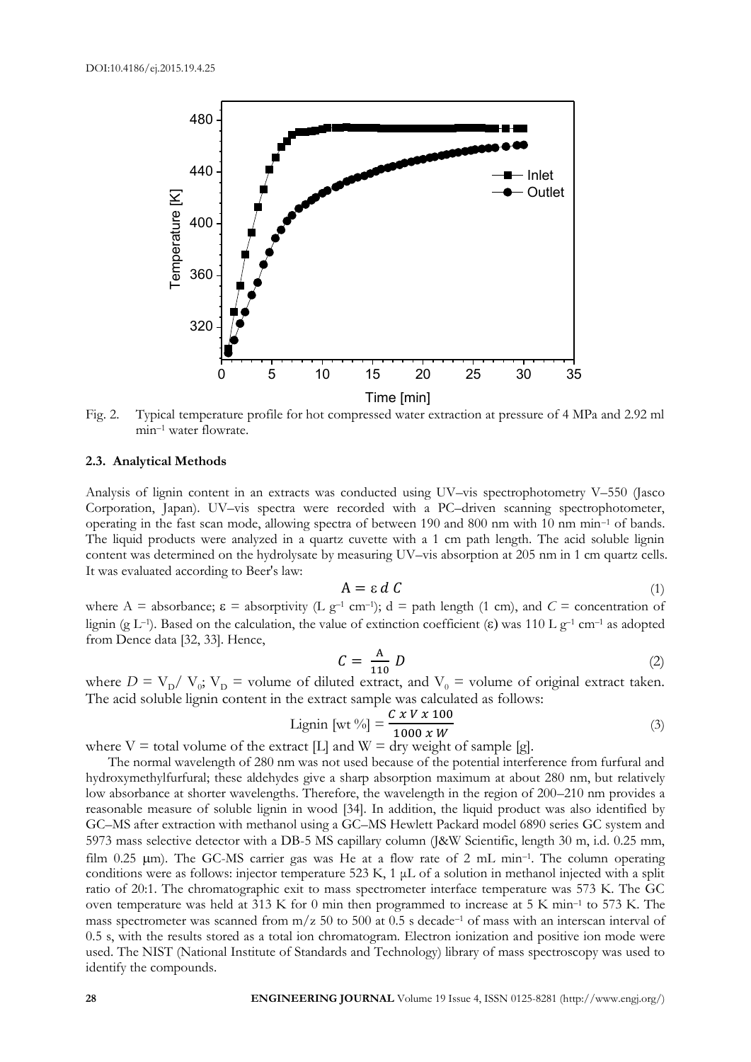Fig. 2. Typical temperature profile for hot compressed water extraction at pressure of 4 MPa and 2.92 ml min$^{-1}$ water flowrate.

### 2.3. Analytical Methods

Analysis of lignin content in an extracts was conducted using UV–vis spectrophotometry V–550 (Jasco Corporation, Japan). UV–vis spectra were recorded with a PC–driven scanning spectrophotometer, operating in the fast scan mode, allowing spectra of between 190 and 800 nm with 10 nm min$^{-1}$ of bands. The liquid products were analyzed in a quartz cuvette with a 1 cm path length. The acid soluble lignin content was determined on the hydrolysate by measuring UV–vis absorption at 205 nm in 1 cm quartz cells. It was evaluated according to Beer's law:

$$A = \varepsilon \, d \, C \tag{1}$$

where A = absorbance; ε = absorptivity (L g$^{-1}$ cm$^{-1}$); d = path length (1 cm), and $C$ = concentration of lignin (g L$^{-1}$). Based on the calculation, the value of extinction coefficient (ε) was 110 L g$^{-1}$ cm$^{-1}$ as adopted from Dence data [32, 33]. Hence,

$$C = \frac{A}{110} D \tag{2}$$

where $D = V_D / V_0$; $V_D$ = volume of diluted extract, and $V_0$ = volume of original extract taken. The acid soluble lignin content in the extract sample was calculated as follows:

$$\text{Lignin [wt \%]} = \frac{C \times V \times 100}{1000 \times W} \tag{3}$$

where V = total volume of the extract [L] and W = dry weight of sample [g].

The normal wavelength of 280 nm was not used because of the potential interference from furfural and hydroxymethylfurfural; these aldehydes give a sharp absorption maximum at about 280 nm, but relatively low absorbance at shorter wavelengths. Therefore, the wavelength in the region of 200–210 nm provides a reasonable measure of soluble lignin in wood [34]. In addition, the liquid product was also identified by GC–MS after extraction with methanol using a GC–MS Hewlett Packard model 6890 series GC system and 5973 mass selective detector with a DB-5 MS capillary column (J&W Scientific, length 30 m, i.d. 0.25 mm, film 0.25 μm). The GC-MS carrier gas was He at a flow rate of 2 mL min$^{-1}$. The column operating conditions were as follows: injector temperature 523 K, 1 μL of a solution in methanol injected with a split ratio of 20:1. The chromatographic exit to mass spectrometer interface temperature was 573 K. The GC oven temperature was held at 313 K for 0 min then programmed to increase at 5 K min$^{-1}$ to 573 K. The mass spectrometer was scanned from m/z 50 to 500 at 0.5 s decade$^{-1}$ of mass with an interscan interval of 0.5 s, with the results stored as a total ion chromatogram. Electron ionization and positive ion mode were used. The NIST (National Institute of Standards and Technology) library of mass spectroscopy was used to identify the compounds.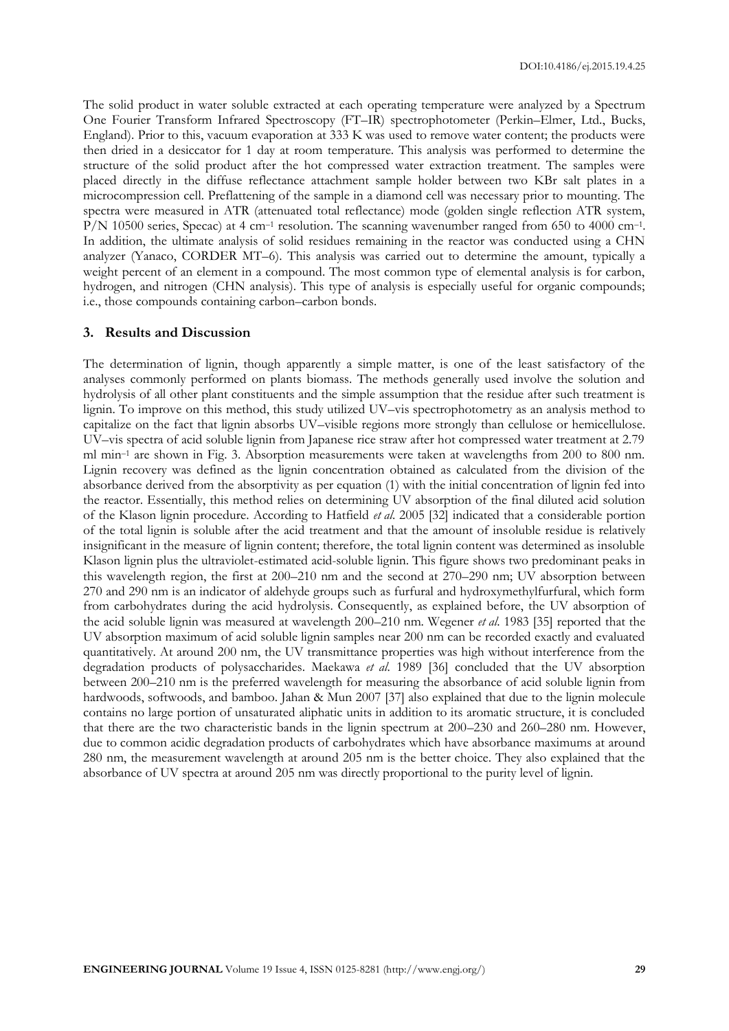The solid product in water soluble extracted at each operating temperature were analyzed by a Spectrum One Fourier Transform Infrared Spectroscopy (FT–IR) spectrophotometer (Perkin–Elmer, Ltd., Bucks, England). Prior to this, vacuum evaporation at 333 K was used to remove water content; the products were then dried in a desiccator for 1 day at room temperature. This analysis was performed to determine the structure of the solid product after the hot compressed water extraction treatment. The samples were placed directly in the diffuse reflectance attachment sample holder between two KBr salt plates in a microcompression cell. Preflattening of the sample in a diamond cell was necessary prior to mounting. The spectra were measured in ATR (attenuated total reflectance) mode (golden single reflection ATR system, P/N 10500 series, Specac) at 4 cm$^{-1}$ resolution. The scanning wavenumber ranged from 650 to 4000 cm$^{-1}$. In addition, the ultimate analysis of solid residues remaining in the reactor was conducted using a CHN analyzer (Yanaco, CORDER MT–6). This analysis was carried out to determine the amount, typically a weight percent of an element in a compound. The most common type of elemental analysis is for carbon, hydrogen, and nitrogen (CHN analysis). This type of analysis is especially useful for organic compounds; i.e., those compounds containing carbon–carbon bonds.

## 3. Results and Discussion

The determination of lignin, though apparently a simple matter, is one of the least satisfactory of the analyses commonly performed on plants biomass. The methods generally used involve the solution and hydrolysis of all other plant constituents and the simple assumption that the residue after such treatment is lignin. To improve on this method, this study utilized UV–vis spectrophotometry as an analysis method to capitalize on the fact that lignin absorbs UV–visible regions more strongly than cellulose or hemicellulose. UV–vis spectra of acid soluble lignin from Japanese rice straw after hot compressed water treatment at 2.79 ml min$^{-1}$ are shown in Fig. 3. Absorption measurements were taken at wavelengths from 200 to 800 nm. Lignin recovery was defined as the lignin concentration obtained as calculated from the division of the absorbance derived from the absorptivity as per equation (1) with the initial concentration of lignin fed into the reactor. Essentially, this method relies on determining UV absorption of the final diluted acid solution of the Klason lignin procedure. According to Hatfield *et al.* 2005 [32] indicated that a considerable portion of the total lignin is soluble after the acid treatment and that the amount of insoluble residue is relatively insignificant in the measure of lignin content; therefore, the total lignin content was determined as insoluble Klason lignin plus the ultraviolet-estimated acid-soluble lignin. This figure shows two predominant peaks in this wavelength region, the first at 200–210 nm and the second at 270–290 nm; UV absorption between 270 and 290 nm is an indicator of aldehyde groups such as furfural and hydroxymethylfurfural, which form from carbohydrates during the acid hydrolysis. Consequently, as explained before, the UV absorption of the acid soluble lignin was measured at wavelength 200–210 nm. Wegener *et al.* 1983 [35] reported that the UV absorption maximum of acid soluble lignin samples near 200 nm can be recorded exactly and evaluated quantitatively. At around 200 nm, the UV transmittance properties was high without interference from the degradation products of polysaccharides. Maekawa *et al.* 1989 [36] concluded that the UV absorption between 200–210 nm is the preferred wavelength for measuring the absorbance of acid soluble lignin from hardwoods, softwoods, and bamboo. Jahan & Mun 2007 [37] also explained that due to the lignin molecule contains no large portion of unsaturated aliphatic units in addition to its aromatic structure, it is concluded that there are the two characteristic bands in the lignin spectrum at 200–230 and 260–280 nm. However, due to common acidic degradation products of carbohydrates which have absorbance maximums at around 280 nm, the measurement wavelength at around 205 nm is the better choice. They also explained that the absorbance of UV spectra at around 205 nm was directly proportional to the purity level of lignin.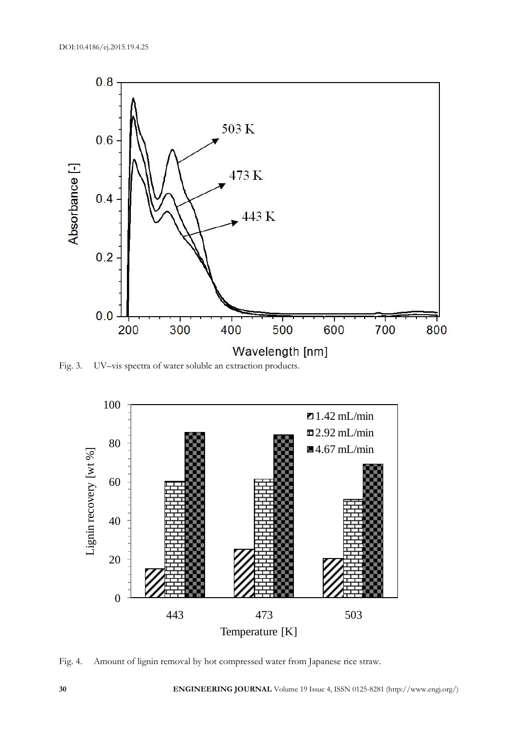Fig. 3. UV–vis spectra of water soluble an extraction products.

Fig. 4. Amount of lignin removal by hot compressed water from Japanese rice straw.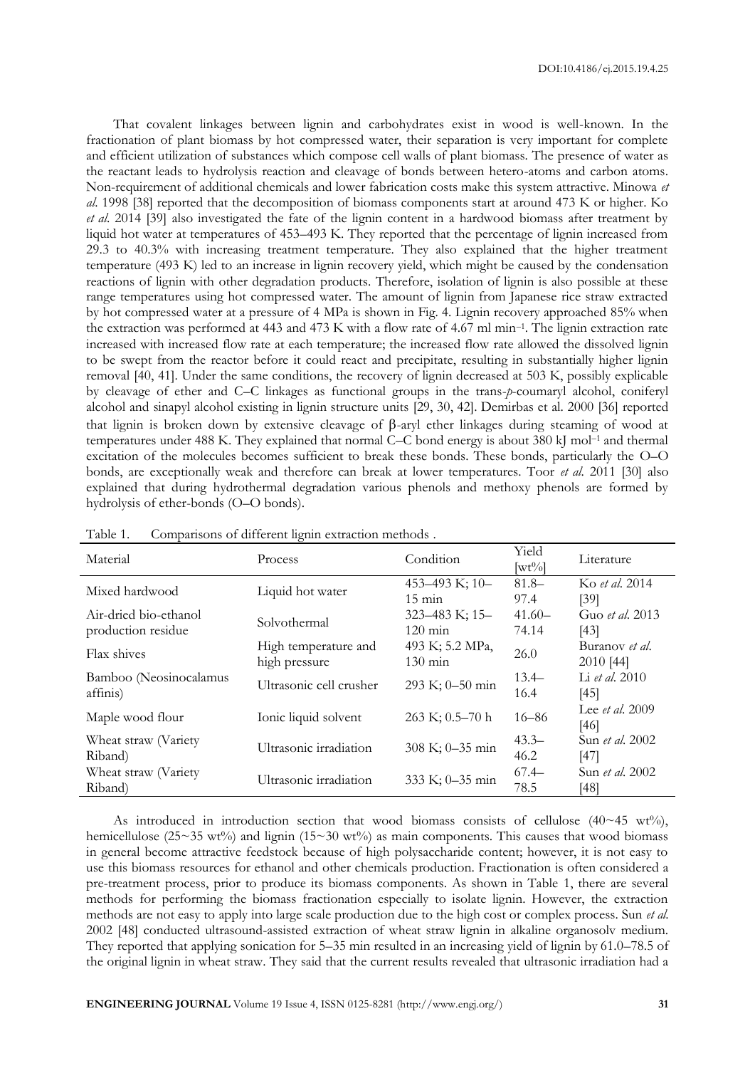That covalent linkages between lignin and carbohydrates exist in wood is well-known. In the fractionation of plant biomass by hot compressed water, their separation is very important for complete and efficient utilization of substances which compose cell walls of plant biomass. The presence of water as the reactant leads to hydrolysis reaction and cleavage of bonds between hetero-atoms and carbon atoms. Non-requirement of additional chemicals and lower fabrication costs make this system attractive. Minowa *et al.* 1998 [38] reported that the decomposition of biomass components start at around 473 K or higher. Ko *et al.* 2014 [39] also investigated the fate of the lignin content in a hardwood biomass after treatment by liquid hot water at temperatures of 453–493 K. They reported that the percentage of lignin increased from 29.3 to 40.3% with increasing treatment temperature. They also explained that the higher treatment temperature (493 K) led to an increase in lignin recovery yield, which might be caused by the condensation reactions of lignin with other degradation products. Therefore, isolation of lignin is also possible at these range temperatures using hot compressed water. The amount of lignin from Japanese rice straw extracted by hot compressed water at a pressure of 4 MPa is shown in Fig. 4. Lignin recovery approached 85% when the extraction was performed at 443 and 473 K with a flow rate of 4.67 ml min$^{-1}$. The lignin extraction rate increased with increased flow rate at each temperature; the increased flow rate allowed the dissolved lignin to be swept from the reactor before it could react and precipitate, resulting in substantially higher lignin removal [40, 41]. Under the same conditions, the recovery of lignin decreased at 503 K, possibly explicable by cleavage of ether and C–C linkages as functional groups in the trans-*p*-coumaryl alcohol, coniferyl alcohol and sinapyl alcohol existing in lignin structure units [29, 30, 42]. Demirbas et al. 2000 [36] reported that lignin is broken down by extensive cleavage of β-aryl ether linkages during steaming of wood at temperatures under 488 K. They explained that normal C–C bond energy is about 380 kJ mol$^{-1}$ and thermal excitation of the molecules becomes sufficient to break these bonds. These bonds, particularly the O–O bonds, are exceptionally weak and therefore can break at lower temperatures. Toor *et al.* 2011 [30] also explained that during hydrothermal degradation various phenols and methoxy phenols are formed by hydrolysis of ether-bonds (O–O bonds).

Table 1. Comparisons of different lignin extraction methods .

| Material | Process | Condition | Yield [wt%] | Literature |
|---|---|---|---|---|
| Mixed hardwood | Liquid hot water | 453–493 K; 10–15 min | 81.8–97.4 | Ko *et al.* 2014 [39] |
| Air-dried bio-ethanol production residue | Solvothermal | 323–483 K; 15–120 min | 41.60–74.14 | Guo *et al.* 2013 [43] |
| Flax shives | High temperature and high pressure | 493 K; 5.2 MPa, 130 min | 26.0 | Buranov *et al.* 2010 [44] |
| Bamboo (Neosinocalamus affinis) | Ultrasonic cell crusher | 293 K; 0–50 min | 13.4–16.4 | Li *et al.* 2010 [45] |
| Maple wood flour | Ionic liquid solvent | 263 K; 0.5–70 h | 16–86 | Lee *et al.* 2009 [46] |
| Wheat straw (Variety Riband) | Ultrasonic irradiation | 308 K; 0–35 min | 43.3–46.2 | Sun *et al.* 2002 [47] |
| Wheat straw (Variety Riband) | Ultrasonic irradiation | 333 K; 0–35 min | 67.4–78.5 | Sun *et al.* 2002 [48] |

As introduced in introduction section that wood biomass consists of cellulose (40~45 wt%), hemicellulose (25~35 wt%) and lignin (15~30 wt%) as main components. This causes that wood biomass in general become attractive feedstock because of high polysaccharide content; however, it is not easy to use this biomass resources for ethanol and other chemicals production. Fractionation is often considered a pre-treatment process, prior to produce its biomass components. As shown in Table 1, there are several methods for performing the biomass fractionation especially to isolate lignin. However, the extraction methods are not easy to apply into large scale production due to the high cost or complex process. Sun *et al.* 2002 [48] conducted ultrasound-assisted extraction of wheat straw lignin in alkaline organosolv medium. They reported that applying sonication for 5–35 min resulted in an increasing yield of lignin by 61.0–78.5 of the original lignin in wheat straw. They said that the current results revealed that ultrasonic irradiation had a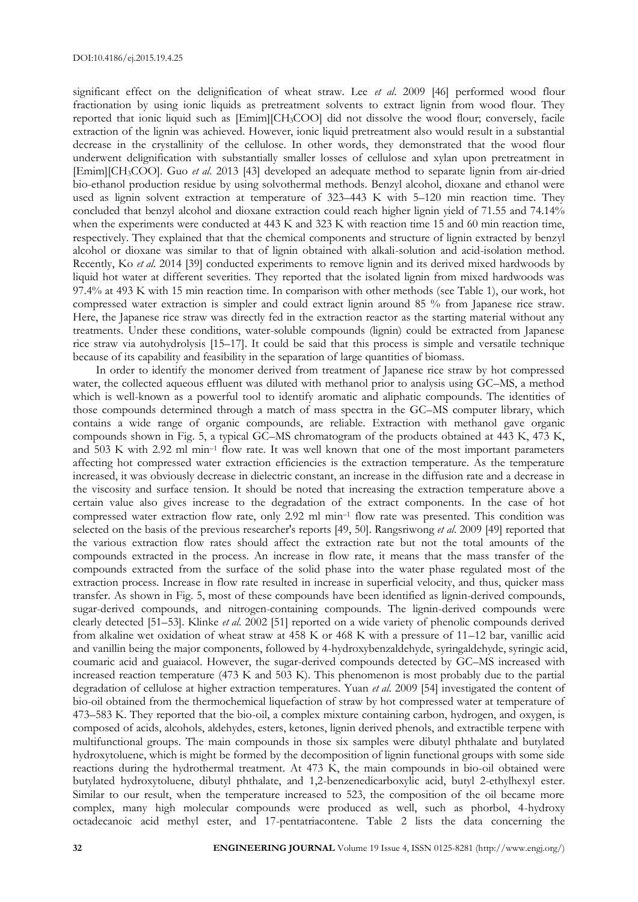significant effect on the delignification of wheat straw. Lee *et al*. 2009 [46] performed wood flour fractionation by using ionic liquids as pretreatment solvents to extract lignin from wood flour. They reported that ionic liquid such as [Emim][$CH_3COO$] did not dissolve the wood flour; conversely, facile extraction of the lignin was achieved. However, ionic liquid pretreatment also would result in a substantial decrease in the crystallinity of the cellulose. In other words, they demonstrated that the wood flour underwent delignification with substantially smaller losses of cellulose and xylan upon pretreatment in [Emim][$CH_3COO$]. Guo *et al*. 2013 [43] developed an adequate method to separate lignin from air-dried bio-ethanol production residue by using solvothermal methods. Benzyl alcohol, dioxane and ethanol were used as lignin solvent extraction at temperature of 323–443 K with 5–120 min reaction time. They concluded that benzyl alcohol and dioxane extraction could reach higher lignin yield of 71.55 and 74.14% when the experiments were conducted at 443 K and 323 K with reaction time 15 and 60 min reaction time, respectively. They explained that that the chemical components and structure of lignin extracted by benzyl alcohol or dioxane was similar to that of lignin obtained with alkali-solution and acid-isolation method. Recently, Ko *et al*. 2014 [39] conducted experiments to remove lignin and its derived mixed hardwoods by liquid hot water at different severities. They reported that the isolated lignin from mixed hardwoods was 97.4% at 493 K with 15 min reaction time. In comparison with other methods (see Table 1), our work, hot compressed water extraction is simpler and could extract lignin around 85 % from Japanese rice straw. Here, the Japanese rice straw was directly fed in the extraction reactor as the starting material without any treatments. Under these conditions, water-soluble compounds (lignin) could be extracted from Japanese rice straw via autohydrolysis [15–17]. It could be said that this process is simple and versatile technique because of its capability and feasibility in the separation of large quantities of biomass.

In order to identify the monomer derived from treatment of Japanese rice straw by hot compressed water, the collected aqueous effluent was diluted with methanol prior to analysis using GC–MS, a method which is well-known as a powerful tool to identify aromatic and aliphatic compounds. The identities of those compounds determined through a match of mass spectra in the GC–MS computer library, which contains a wide range of organic compounds, are reliable. Extraction with methanol gave organic compounds shown in Fig. 5, a typical GC–MS chromatogram of the products obtained at 443 K, 473 K, and 503 K with 2.92 ml min$^{-1}$ flow rate. It was well known that one of the most important parameters affecting hot compressed water extraction efficiencies is the extraction temperature. As the temperature increased, it was obviously decrease in dielectric constant, an increase in the diffusion rate and a decrease in the viscosity and surface tension. It should be noted that increasing the extraction temperature above a certain value also gives increase to the degradation of the extract components. In the case of hot compressed water extraction flow rate, only 2.92 ml min$^{-1}$ flow rate was presented. This condition was selected on the basis of the previous researcher's reports [49, 50]. Rangsriwong *et al*. 2009 [49] reported that the various extraction flow rates should affect the extraction rate but not the total amounts of the compounds extracted in the process. An increase in flow rate, it means that the mass transfer of the compounds extracted from the surface of the solid phase into the water phase regulated most of the extraction process. Increase in flow rate resulted in increase in superficial velocity, and thus, quicker mass transfer. As shown in Fig. 5, most of these compounds have been identified as lignin-derived compounds, sugar-derived compounds, and nitrogen-containing compounds. The lignin-derived compounds were clearly detected [51–53]. Klinke *et al*. 2002 [51] reported on a wide variety of phenolic compounds derived from alkaline wet oxidation of wheat straw at 458 K or 468 K with a pressure of 11–12 bar, vanillic acid and vanillin being the major components, followed by 4-hydroxybenzaldehyde, syringaldehyde, syringic acid, coumaric acid and guaiacol. However, the sugar-derived compounds detected by GC–MS increased with increased reaction temperature (473 K and 503 K). This phenomenon is most probably due to the partial degradation of cellulose at higher extraction temperatures. Yuan *et al*. 2009 [54] investigated the content of bio-oil obtained from the thermochemical liquefaction of straw by hot compressed water at temperature of 473–583 K. They reported that the bio-oil, a complex mixture containing carbon, hydrogen, and oxygen, is composed of acids, alcohols, aldehydes, esters, ketones, lignin derived phenols, and extractible terpene with multifunctional groups. The main compounds in those six samples were dibutyl phthalate and butylated hydroxytoluene, which is might be formed by the decomposition of lignin functional groups with some side reactions during the hydrothermal treatment. At 473 K, the main compounds in bio-oil obtained were butylated hydroxytoluene, dibutyl phthalate, and 1,2-benzenedicarboxylic acid, butyl 2-ethylhexyl ester. Similar to our result, when the temperature increased to 523, the composition of the oil became more complex, many high molecular compounds were produced as well, such as phorbol, 4-hydroxy octadecanoic acid methyl ester, and 17-pentatriacontene. Table 2 lists the data concerning the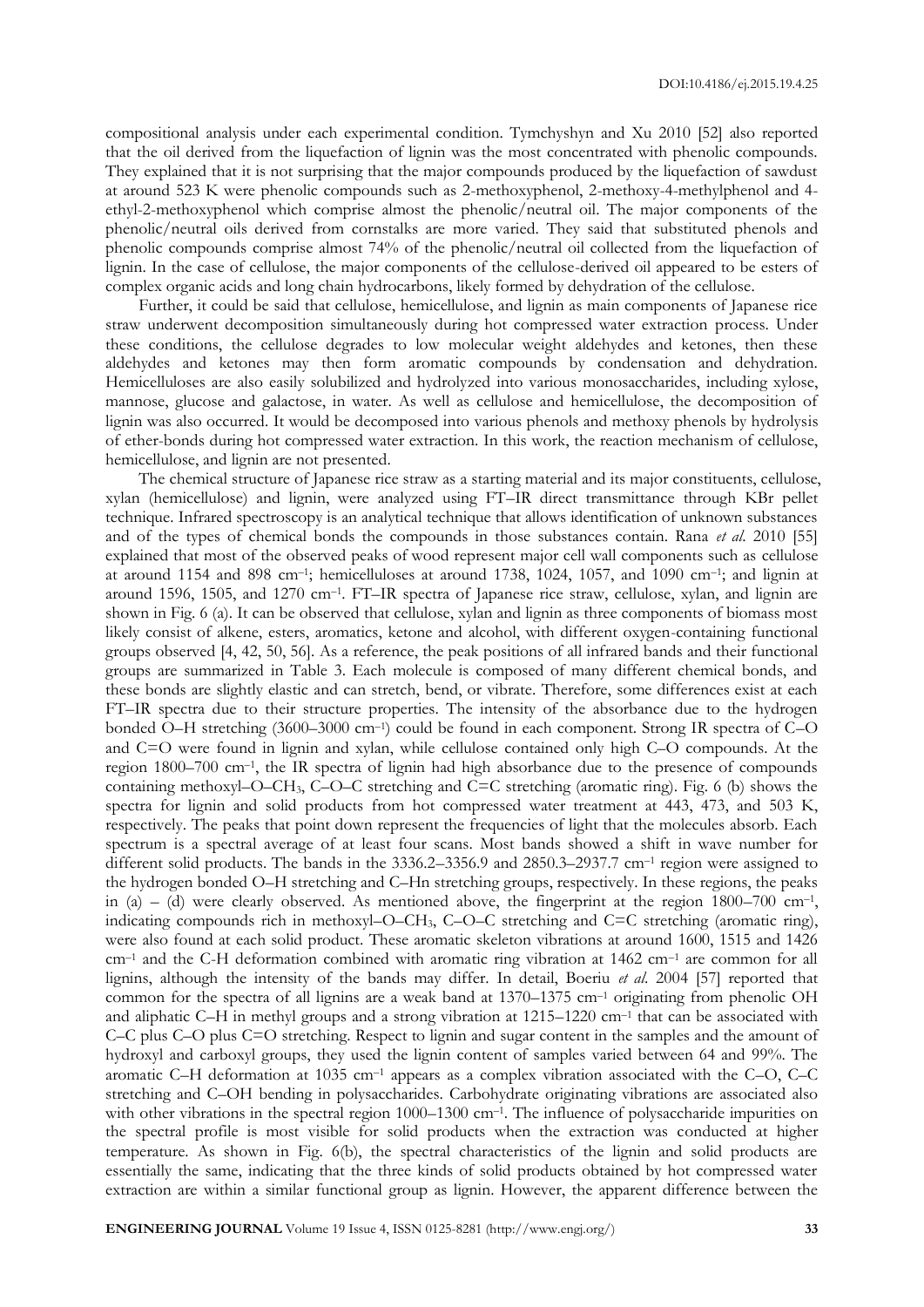compositional analysis under each experimental condition. Tymchyshyn and Xu 2010 [52] also reported that the oil derived from the liquefaction of lignin was the most concentrated with phenolic compounds. They explained that it is not surprising that the major compounds produced by the liquefaction of sawdust at around 523 K were phenolic compounds such as 2-methoxyphenol, 2-methoxy-4-methylphenol and 4-ethyl-2-methoxyphenol which comprise almost the phenolic/neutral oil. The major components of the phenolic/neutral oils derived from cornstalks are more varied. They said that substituted phenols and phenolic compounds comprise almost 74% of the phenolic/neutral oil collected from the liquefaction of lignin. In the case of cellulose, the major components of the cellulose-derived oil appeared to be esters of complex organic acids and long chain hydrocarbons, likely formed by dehydration of the cellulose.

Further, it could be said that cellulose, hemicellulose, and lignin as main components of Japanese rice straw underwent decomposition simultaneously during hot compressed water extraction process. Under these conditions, the cellulose degrades to low molecular weight aldehydes and ketones, then these aldehydes and ketones may then form aromatic compounds by condensation and dehydration. Hemicelluloses are also easily solubilized and hydrolyzed into various monosaccharides, including xylose, mannose, glucose and galactose, in water. As well as cellulose and hemicellulose, the decomposition of lignin was also occurred. It would be decomposed into various phenols and methoxy phenols by hydrolysis of ether-bonds during hot compressed water extraction. In this work, the reaction mechanism of cellulose, hemicellulose, and lignin are not presented.

The chemical structure of Japanese rice straw as a starting material and its major constituents, cellulose, xylan (hemicellulose) and lignin, were analyzed using FT–IR direct transmittance through KBr pellet technique. Infrared spectroscopy is an analytical technique that allows identification of unknown substances and of the types of chemical bonds the compounds in those substances contain. Rana *et al.* 2010 [55] explained that most of the observed peaks of wood represent major cell wall components such as cellulose at around 1154 and 898 cm$^{-1}$; hemicelluloses at around 1738, 1024, 1057, and 1090 cm$^{-1}$; and lignin at around 1596, 1505, and 1270 cm$^{-1}$. FT–IR spectra of Japanese rice straw, cellulose, xylan, and lignin are shown in Fig. 6 (a). It can be observed that cellulose, xylan and lignin as three components of biomass most likely consist of alkene, esters, aromatics, ketone and alcohol, with different oxygen-containing functional groups observed [4, 42, 50, 56]. As a reference, the peak positions of all infrared bands and their functional groups are summarized in Table 3. Each molecule is composed of many different chemical bonds, and these bonds are slightly elastic and can stretch, bend, or vibrate. Therefore, some differences exist at each FT–IR spectra due to their structure properties. The intensity of the absorbance due to the hydrogen bonded O–H stretching (3600–3000 cm$^{-1}$) could be found in each component. Strong IR spectra of C–O and C=O were found in lignin and xylan, while cellulose contained only high C–O compounds. At the region 1800–700 cm$^{-1}$, the IR spectra of lignin had high absorbance due to the presence of compounds containing methoxyl–O–$CH_3$, C–O–C stretching and C=C stretching (aromatic ring). Fig. 6 (b) shows the spectra for lignin and solid products from hot compressed water treatment at 443, 473, and 503 K, respectively. The peaks that point down represent the frequencies of light that the molecules absorb. Each spectrum is a spectral average of at least four scans. Most bands showed a shift in wave number for different solid products. The bands in the 3336.2–3356.9 and 2850.3–2937.7 cm$^{-1}$ region were assigned to the hydrogen bonded O–H stretching and C–Hn stretching groups, respectively. In these regions, the peaks in (a) – (d) were clearly observed. As mentioned above, the fingerprint at the region 1800–700 cm$^{-1}$, indicating compounds rich in methoxyl–O–$CH_3$, C–O–C stretching and C=C stretching (aromatic ring), were also found at each solid product. These aromatic skeleton vibrations at around 1600, 1515 and 1426 cm$^{-1}$ and the C-H deformation combined with aromatic ring vibration at 1462 cm$^{-1}$ are common for all lignins, although the intensity of the bands may differ. In detail, Boeriu *et al.* 2004 [57] reported that common for the spectra of all lignins are a weak band at 1370–1375 cm$^{-1}$ originating from phenolic OH and aliphatic C–H in methyl groups and a strong vibration at 1215–1220 cm$^{-1}$ that can be associated with C–C plus C–O plus C=O stretching. Respect to lignin and sugar content in the samples and the amount of hydroxyl and carboxyl groups, they used the lignin content of samples varied between 64 and 99%. The aromatic C–H deformation at 1035 cm$^{-1}$ appears as a complex vibration associated with the C–O, C–C stretching and C–OH bending in polysaccharides. Carbohydrate originating vibrations are associated also with other vibrations in the spectral region 1000–1300 cm$^{-1}$. The influence of polysaccharide impurities on the spectral profile is most visible for solid products when the extraction was conducted at higher temperature. As shown in Fig. 6(b), the spectral characteristics of the lignin and solid products are essentially the same, indicating that the three kinds of solid products obtained by hot compressed water extraction are within a similar functional group as lignin. However, the apparent difference between the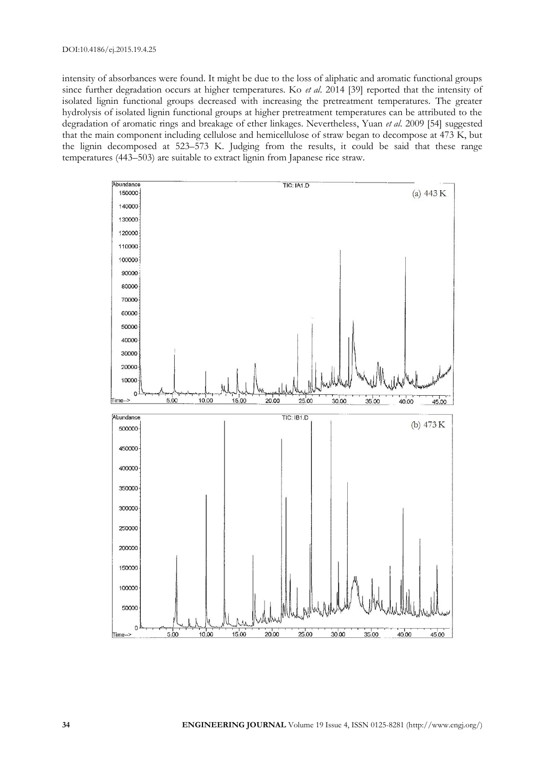intensity of absorbances were found. It might be due to the loss of aliphatic and aromatic functional groups since further degradation occurs at higher temperatures. Ko *et al*. 2014 [39] reported that the intensity of isolated lignin functional groups decreased with increasing the pretreatment temperatures. The greater hydrolysis of isolated lignin functional groups at higher pretreatment temperatures can be attributed to the degradation of aromatic rings and breakage of ether linkages. Nevertheless, Yuan *et al*. 2009 [54] suggested that the main component including cellulose and hemicellulose of straw began to decompose at 473 K, but the lignin decomposed at 523–573 K. Judging from the results, it could be said that these range temperatures (443–503) are suitable to extract lignin from Japanese rice straw.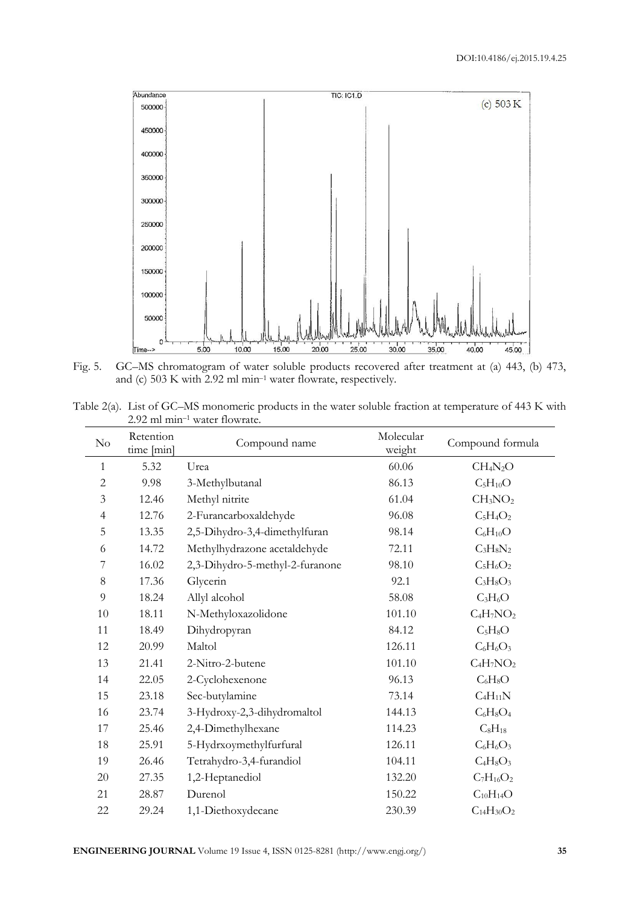Fig. 5. GC–MS chromatogram of water soluble products recovered after treatment at (a) 443, (b) 473, and (c) 503 K with 2.92 ml min–1 water flowrate, respectively.

Table 2(a). List of GC–MS monomeric products in the water soluble fraction at temperature of 443 K with 2.92 ml min–1 water flowrate.

| No | Retention time [min] | Compound name | Molecular weight | Compound formula |
|---|---|---|---|---|
| 1 | 5.32 | Urea | 60.06 | $CH_4N_2O$ |
| 2 | 9.98 | 3-Methylbutanal | 86.13 | $C_5H_{10}O$ |
| 3 | 12.46 | Methyl nitrite | 61.04 | $CH_3NO_2$ |
| 4 | 12.76 | 2-Furancarboxaldehyde | 96.08 | $C_5H_4O_2$ |
| 5 | 13.35 | 2,5-Dihydro-3,4-dimethylfuran | 98.14 | $C_6H_{10}O$ |
| 6 | 14.72 | Methylhydrazone acetaldehyde | 72.11 | $C_3H_8N_2$ |
| 7 | 16.02 | 2,3-Dihydro-5-methyl-2-furanone | 98.10 | $C_5H_6O_2$ |
| 8 | 17.36 | Glycerin | 92.1 | $C_3H_8O_3$ |
| 9 | 18.24 | Allyl alcohol | 58.08 | $C_3H_6O$ |
| 10 | 18.11 | N-Methyloxazolidone | 101.10 | $C_4H_7NO_2$ |
| 11 | 18.49 | Dihydropyran | 84.12 | $C_5H_8O$ |
| 12 | 20.99 | Maltol | 126.11 | $C_6H_6O_3$ |
| 13 | 21.41 | 2-Nitro-2-butene | 101.10 | $C_4H_7NO_2$ |
| 14 | 22.05 | 2-Cyclohexenone | 96.13 | $C_6H_8O$ |
| 15 | 23.18 | Sec-butylamine | 73.14 | $C_4H_{11}N$ |
| 16 | 23.74 | 3-Hydroxy-2,3-dihydromaltol | 144.13 | $C_6H_8O_4$ |
| 17 | 25.46 | 2,4-Dimethylhexane | 114.23 | $C_8H_{18}$ |
| 18 | 25.91 | 5-Hydrxoymethylfurfural | 126.11 | $C_6H_6O_3$ |
| 19 | 26.46 | Tetrahydro-3,4-furandiol | 104.11 | $C_4H_8O_3$ |
| 20 | 27.35 | 1,2-Heptanediol | 132.20 | $C_7H_{16}O_2$ |
| 21 | 28.87 | Durenol | 150.22 | $C_{10}H_{14}O$ |
| 22 | 29.24 | 1,1-Diethoxydecane | 230.39 | $C_{14}H_{30}O_2$ |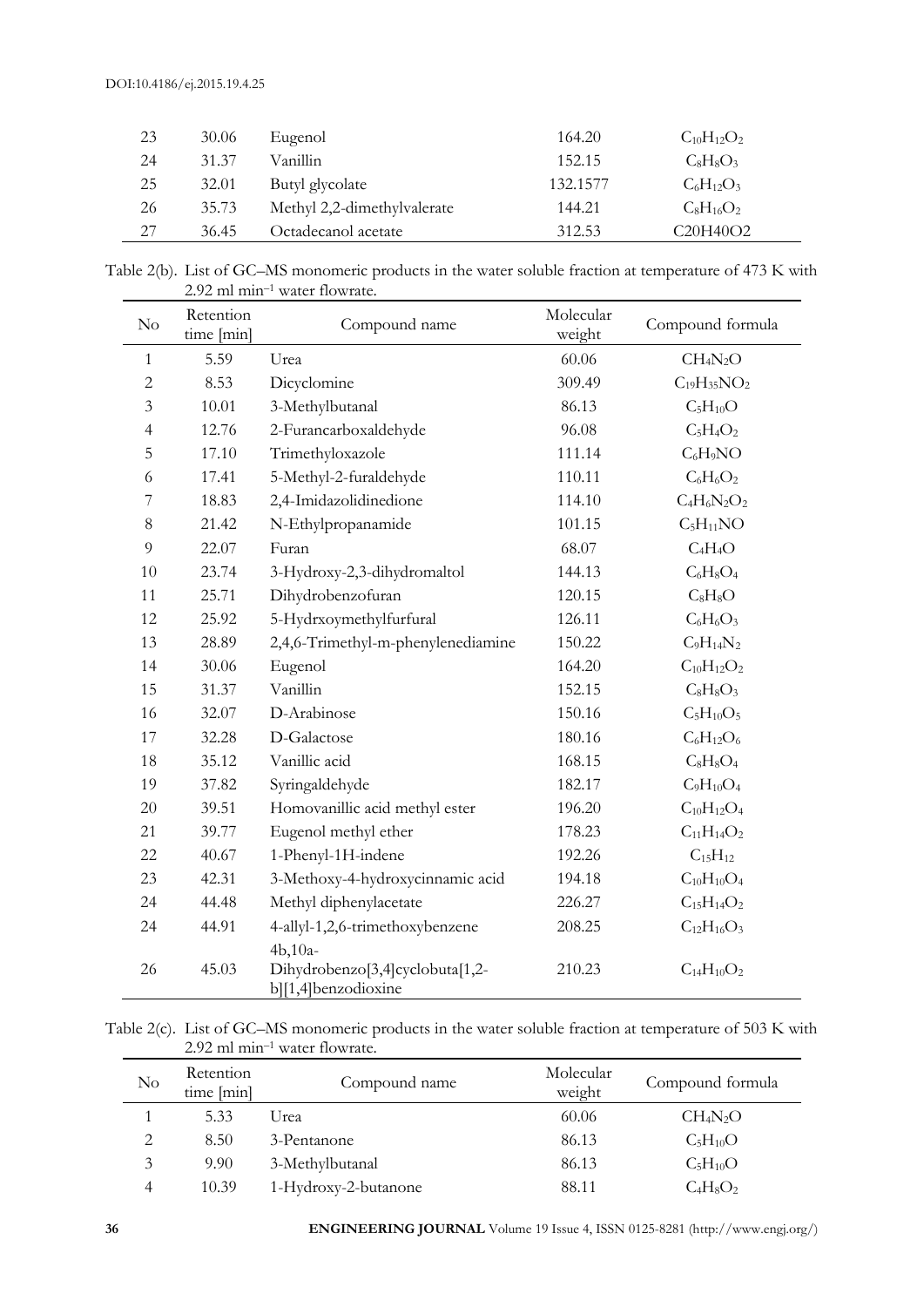| No | Retention time [min] | Compound name | Molecular weight | Compound formula |
|---|---|---|---|---|
| 23 | 30.06 | Eugenol | 164.20 | $C_{10}H_{12}O_2$ |
| 24 | 31.37 | Vanillin | 152.15 | $C_8H_8O_3$ |
| 25 | 32.01 | Butyl glycolate | 132.1577 | $C_6H_{12}O_3$ |
| 26 | 35.73 | Methyl 2,2-dimethylvalerate | 144.21 | $C_8H_{16}O_2$ |
| 27 | 36.45 | Octadecanol acetate | 312.53 | C20H40O2 |

Table 2(b). List of GC–MS monomeric products in the water soluble fraction at temperature of 473 K with 2.92 ml min$^{-1}$ water flowrate.

| No | Retention time [min] | Compound name | Molecular weight | Compound formula |
|---|---|---|---|---|
| 1 | 5.59 | Urea | 60.06 | $CH_4N_2O$ |
| 2 | 8.53 | Dicyclomine | 309.49 | $C_{19}H_{35}NO_2$ |
| 3 | 10.01 | 3-Methylbutanal | 86.13 | $C_5H_{10}O$ |
| 4 | 12.76 | 2-Furancarboxaldehyde | 96.08 | $C_5H_4O_2$ |
| 5 | 17.10 | Trimethyloxazole | 111.14 | $C_6H_9NO$ |
| 6 | 17.41 | 5-Methyl-2-furaldehyde | 110.11 | $C_6H_6O_2$ |
| 7 | 18.83 | 2,4-Imidazolidinedione | 114.10 | $C_4H_6N_2O_2$ |
| 8 | 21.42 | N-Ethylpropanamide | 101.15 | $C_5H_{11}NO$ |
| 9 | 22.07 | Furan | 68.07 | $C_4H_4O$ |
| 10 | 23.74 | 3-Hydroxy-2,3-dihydromaltol | 144.13 | $C_6H_8O_4$ |
| 11 | 25.71 | Dihydrobenzofuran | 120.15 | $C_8H_8O$ |
| 12 | 25.92 | 5-Hydrxoymethylfurfural | 126.11 | $C_6H_6O_3$ |
| 13 | 28.89 | 2,4,6-Trimethyl-m-phenylenediamine | 150.22 | $C_9H_{14}N_2$ |
| 14 | 30.06 | Eugenol | 164.20 | $C_{10}H_{12}O_2$ |
| 15 | 31.37 | Vanillin | 152.15 | $C_8H_8O_3$ |
| 16 | 32.07 | D-Arabinose | 150.16 | $C_5H_{10}O_5$ |
| 17 | 32.28 | D-Galactose | 180.16 | $C_6H_{12}O_6$ |
| 18 | 35.12 | Vanillic acid | 168.15 | $C_8H_8O_4$ |
| 19 | 37.82 | Syringaldehyde | 182.17 | $C_9H_{10}O_4$ |
| 20 | 39.51 | Homovanillic acid methyl ester | 196.20 | $C_{10}H_{12}O_4$ |
| 21 | 39.77 | Eugenol methyl ether | 178.23 | $C_{11}H_{14}O_2$ |
| 22 | 40.67 | 1-Phenyl-1H-indene | 192.26 | $C_{15}H_{12}$ |
| 23 | 42.31 | 3-Methoxy-4-hydroxycinnamic acid | 194.18 | $C_{10}H_{10}O_4$ |
| 24 | 44.48 | Methyl diphenylacetate | 226.27 | $C_{15}H_{14}O_2$ |
| 24 | 44.91 | 4-allyl-1,2,6-trimethoxybenzene | 208.25 | $C_{12}H_{16}O_3$ |
| 26 | 45.03 | 4b,10a-Dihydrobenzo[3,4]cyclobuta[1,2-b][1,4]benzodioxine | 210.23 | $C_{14}H_{10}O_2$ |

Table 2(c). List of GC–MS monomeric products in the water soluble fraction at temperature of 503 K with 2.92 ml min$^{-1}$ water flowrate.

| No | Retention time [min] | Compound name | Molecular weight | Compound formula |
|---|---|---|---|---|
| 1 | 5.33 | Urea | 60.06 | $CH_4N_2O$ |
| 2 | 8.50 | 3-Pentanone | 86.13 | $C_5H_{10}O$ |
| 3 | 9.90 | 3-Methylbutanal | 86.13 | $C_5H_{10}O$ |
| 4 | 10.39 | 1-Hydroxy-2-butanone | 88.11 | $C_4H_8O_2$ |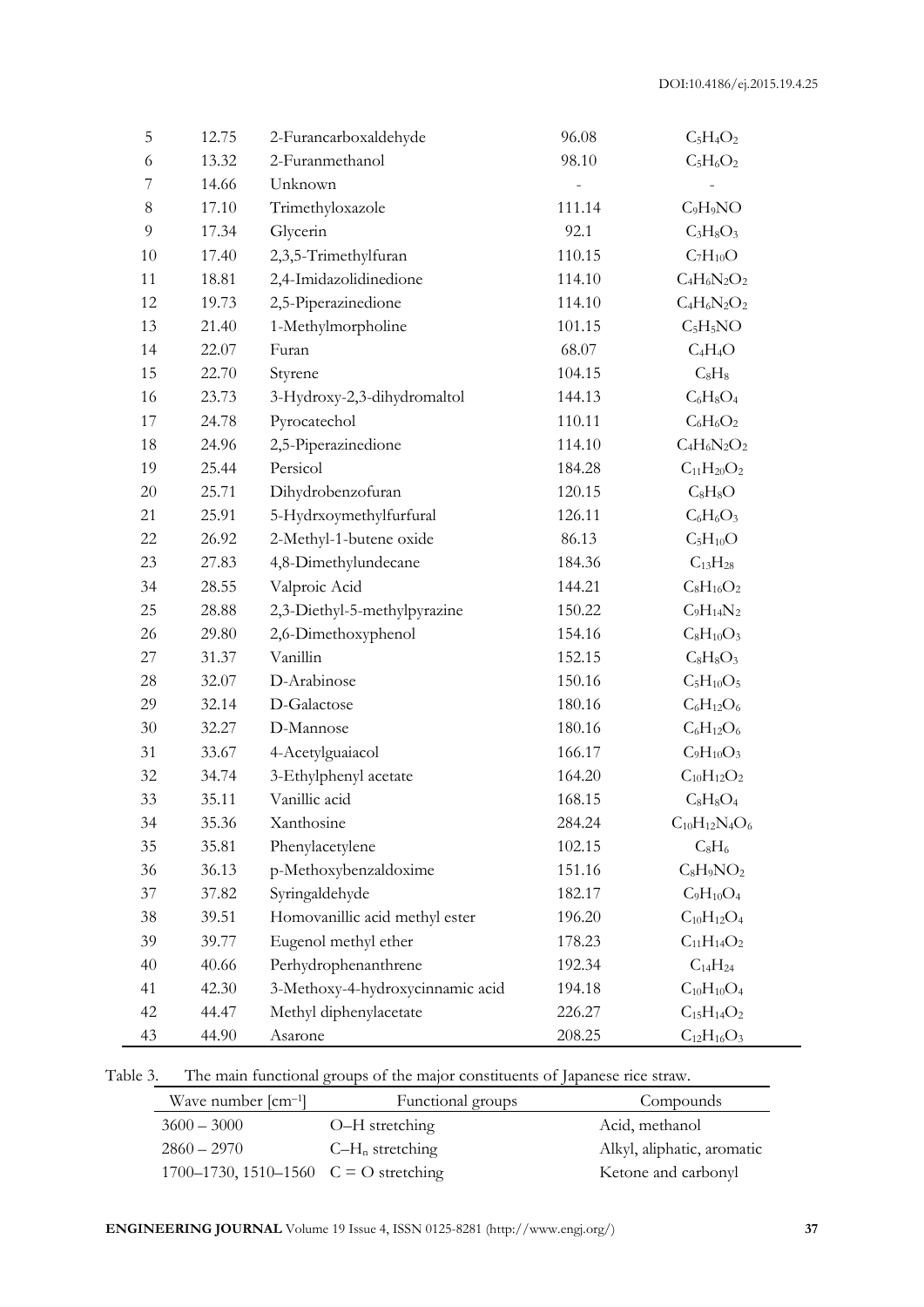| | | | | |
|---|---|---|---|---|
| 5 | 12.75 | 2-Furancarboxaldehyde | 96.08 | $C_5H_4O_2$ |
| 6 | 13.32 | 2-Furanmethanol | 98.10 | $C_5H_6O_2$ |
| 7 | 14.66 | Unknown | - | - |
| 8 | 17.10 | Trimethyloxazole | 111.14 | $C_9H_9NO$ |
| 9 | 17.34 | Glycerin | 92.1 | $C_3H_8O_3$ |
| 10 | 17.40 | 2,3,5-Trimethylfuran | 110.15 | $C_7H_{10}O$ |
| 11 | 18.81 | 2,4-Imidazolidinedione | 114.10 | $C_4H_6N_2O_2$ |
| 12 | 19.73 | 2,5-Piperazinedione | 114.10 | $C_4H_6N_2O_2$ |
| 13 | 21.40 | 1-Methylmorpholine | 101.15 | $C_5H_5NO$ |
| 14 | 22.07 | Furan | 68.07 | $C_4H_4O$ |
| 15 | 22.70 | Styrene | 104.15 | $C_8H_8$ |
| 16 | 23.73 | 3-Hydroxy-2,3-dihydromaltol | 144.13 | $C_6H_8O_4$ |
| 17 | 24.78 | Pyrocatechol | 110.11 | $C_6H_6O_2$ |
| 18 | 24.96 | 2,5-Piperazinedione | 114.10 | $C_4H_6N_2O_2$ |
| 19 | 25.44 | Persicol | 184.28 | $C_{11}H_{20}O_2$ |
| 20 | 25.71 | Dihydrobenzofuran | 120.15 | $C_8H_8O$ |
| 21 | 25.91 | 5-Hydrxoymethylfurfural | 126.11 | $C_6H_6O_3$ |
| 22 | 26.92 | 2-Methyl-1-butene oxide | 86.13 | $C_5H_{10}O$ |
| 23 | 27.83 | 4,8-Dimethylundecane | 184.36 | $C_{13}H_{28}$ |
| 34 | 28.55 | Valproic Acid | 144.21 | $C_8H_{16}O_2$ |
| 25 | 28.88 | 2,3-Diethyl-5-methylpyrazine | 150.22 | $C_9H_{14}N_2$ |
| 26 | 29.80 | 2,6-Dimethoxyphenol | 154.16 | $C_8H_{10}O_3$ |
| 27 | 31.37 | Vanillin | 152.15 | $C_8H_8O_3$ |
| 28 | 32.07 | D-Arabinose | 150.16 | $C_5H_{10}O_5$ |
| 29 | 32.14 | D-Galactose | 180.16 | $C_6H_{12}O_6$ |
| 30 | 32.27 | D-Mannose | 180.16 | $C_6H_{12}O_6$ |
| 31 | 33.67 | 4-Acetylguaiacol | 166.17 | $C_9H_{10}O_3$ |
| 32 | 34.74 | 3-Ethylphenyl acetate | 164.20 | $C_{10}H_{12}O_2$ |
| 33 | 35.11 | Vanillic acid | 168.15 | $C_8H_8O_4$ |
| 34 | 35.36 | Xanthosine | 284.24 | $C_{10}H_{12}N_4O_6$ |
| 35 | 35.81 | Phenylacetylene | 102.15 | $C_8H_6$ |
| 36 | 36.13 | p-Methoxybenzaldoxime | 151.16 | $C_8H_9NO_2$ |
| 37 | 37.82 | Syringaldehyde | 182.17 | $C_9H_{10}O_4$ |
| 38 | 39.51 | Homovanillic acid methyl ester | 196.20 | $C_{10}H_{12}O_4$ |
| 39 | 39.77 | Eugenol methyl ether | 178.23 | $C_{11}H_{14}O_2$ |
| 40 | 40.66 | Perhydrophenanthrene | 192.34 | $C_{14}H_{24}$ |
| 41 | 42.30 | 3-Methoxy-4-hydroxycinnamic acid | 194.18 | $C_{10}H_{10}O_4$ |
| 42 | 44.47 | Methyl diphenylacetate | 226.27 | $C_{15}H_{14}O_2$ |
| 43 | 44.90 | Asarone | 208.25 | $C_{12}H_{16}O_3$ |

Table 3. The main functional groups of the major constituents of Japanese rice straw.

| Wave number [cm$^{-1}$] | Functional groups | Compounds |
|---|---|---|
| 3600 – 3000 | O–H stretching | Acid, methanol |
| 2860 – 2970 | C–$H_n$ stretching | Alkyl, aliphatic, aromatic |
| 1700–1730, 1510–1560 | C = O stretching | Ketone and carbonyl |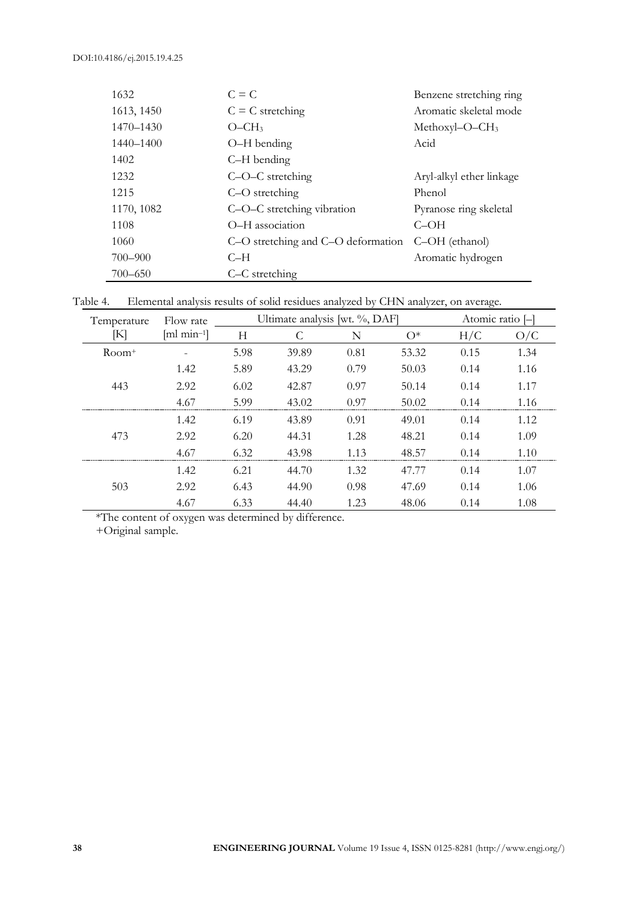| | | |
|---|---|---|
| 1632 | C = C | Benzene stretching ring |
| 1613, 1450 | C = C stretching | Aromatic skeletal mode |
| 1470–1430 | O–$CH_3$ | Methoxyl–O–$CH_3$ |
| 1440–1400 | O–H bending | Acid |
| 1402 | C–H bending | |
| 1232 | C–O–C stretching | Aryl-alkyl ether linkage |
| 1215 | C–O stretching | Phenol |
| 1170, 1082 | C–O–C stretching vibration | Pyranose ring skeletal |
| 1108 | O–H association | C–OH |
| 1060 | C–O stretching and C–O deformation | C–OH (ethanol) |
| 700–900 | C–H | Aromatic hydrogen |
| 700–650 | C–C stretching | |

Table 4. Elemental analysis results of solid residues analyzed by CHN analyzer, on average.

| Temperature [K] | Flow rate [ml $min^{-1}$] | Ultimate analysis [wt. %, DAF] | | | | Atomic ratio [–] | |
|---|---|---|---|---|---|---|---|
| | | H | C | N | O* | H/C | O/C |
| Room+ | - | 5.98 | 39.89 | 0.81 | 53.32 | 0.15 | 1.34 |
| 443 | 1.42 | 5.89 | 43.29 | 0.79 | 50.03 | 0.14 | 1.16 |
| | 2.92 | 6.02 | 42.87 | 0.97 | 50.14 | 0.14 | 1.17 |
| | 4.67 | 5.99 | 43.02 | 0.97 | 50.02 | 0.14 | 1.16 |
| 473 | 1.42 | 6.19 | 43.89 | 0.91 | 49.01 | 0.14 | 1.12 |
| | 2.92 | 6.20 | 44.31 | 1.28 | 48.21 | 0.14 | 1.09 |
| | 4.67 | 6.32 | 43.98 | 1.13 | 48.57 | 0.14 | 1.10 |
| 503 | 1.42 | 6.21 | 44.70 | 1.32 | 47.77 | 0.14 | 1.07 |
| | 2.92 | 6.43 | 44.90 | 0.98 | 47.69 | 0.14 | 1.06 |
| | 4.67 | 6.33 | 44.40 | 1.23 | 48.06 | 0.14 | 1.08 |

*The content of oxygen was determined by difference.

+Original sample.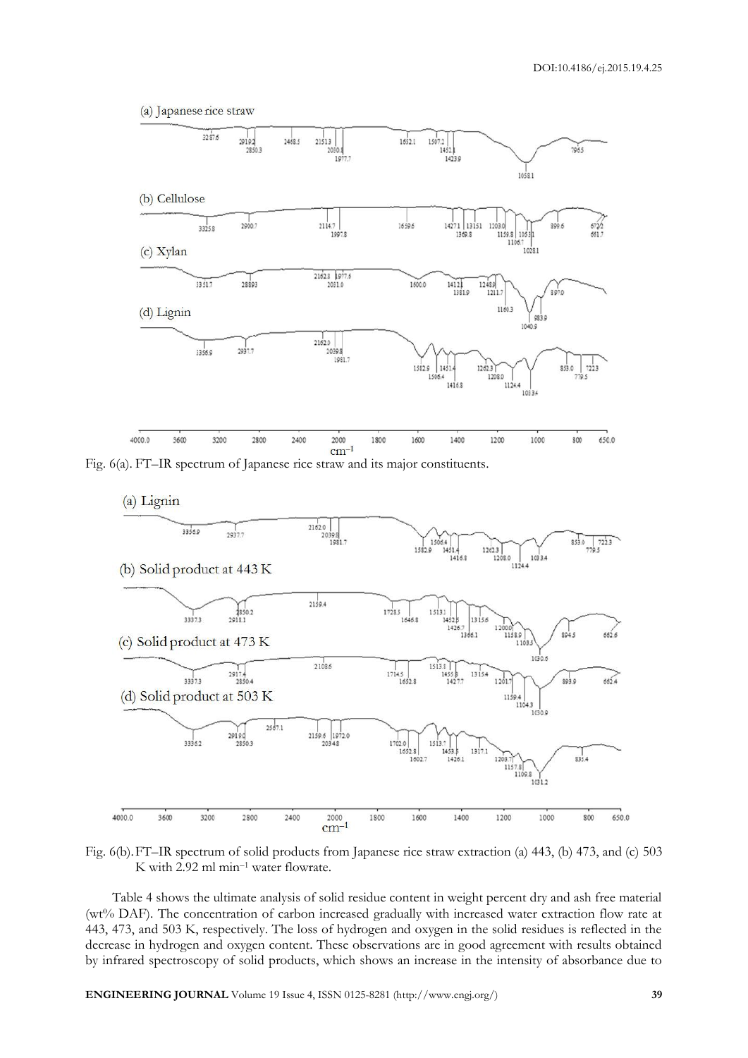Fig. 6(a). FT–IR spectrum of Japanese rice straw and its major constituents.

Fig. 6(b). FT–IR spectrum of solid products from Japanese rice straw extraction (a) 443, (b) 473, and (c) 503 K with 2.92 ml min$^{-1}$ water flowrate.

Table 4 shows the ultimate analysis of solid residue content in weight percent dry and ash free material (wt% DAF). The concentration of carbon increased gradually with increased water extraction flow rate at 443, 473, and 503 K, respectively. The loss of hydrogen and oxygen in the solid residues is reflected in the decrease in hydrogen and oxygen content. These observations are in good agreement with results obtained by infrared spectroscopy of solid products, which shows an increase in the intensity of absorbance due to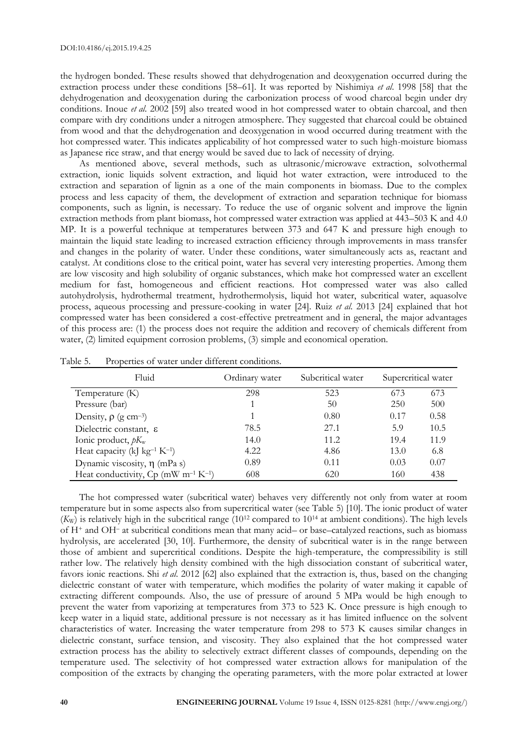the hydrogen bonded. These results showed that dehydrogenation and deoxygenation occurred during the extraction process under these conditions [58–61]. It was reported by Nishimiya *et al*. 1998 [58] that the dehydrogenation and deoxygenation during the carbonization process of wood charcoal begin under dry conditions. Inoue *et al*. 2002 [59] also treated wood in hot compressed water to obtain charcoal, and then compare with dry conditions under a nitrogen atmosphere. They suggested that charcoal could be obtained from wood and that the dehydrogenation and deoxygenation in wood occurred during treatment with the hot compressed water. This indicates applicability of hot compressed water to such high-moisture biomass as Japanese rice straw, and that energy would be saved due to lack of necessity of drying.

As mentioned above, several methods, such as ultrasonic/microwave extraction, solvothermal extraction, ionic liquids solvent extraction, and liquid hot water extraction, were introduced to the extraction and separation of lignin as a one of the main components in biomass. Due to the complex process and less capacity of them, the development of extraction and separation technique for biomass components, such as lignin, is necessary. To reduce the use of organic solvent and improve the lignin extraction methods from plant biomass, hot compressed water extraction was applied at 443–503 K and 4.0 MP. It is a powerful technique at temperatures between 373 and 647 K and pressure high enough to maintain the liquid state leading to increased extraction efficiency through improvements in mass transfer and changes in the polarity of water. Under these conditions, water simultaneously acts as, reactant and catalyst. At conditions close to the critical point, water has several very interesting properties. Among them are low viscosity and high solubility of organic substances, which make hot compressed water an excellent medium for fast, homogeneous and efficient reactions. Hot compressed water was also called autohydrolysis, hydrothermal treatment, hydrothermolysis, liquid hot water, subcritical water, aquasolve process, aqueous processing and pressure-cooking in water [24]. Ruiz *et al*. 2013 [24] explained that hot compressed water has been considered a cost-effective pretreatment and in general, the major advantages of this process are: (1) the process does not require the addition and recovery of chemicals different from water, (2) limited equipment corrosion problems, (3) simple and economical operation.

Table 5. Properties of water under different conditions.

| Fluid | Ordinary water | Subcritical water | Supercritical water | |
|---|---|---|---|---|
| Temperature (K) | 298 | 523 | 673 | 673 |
| Pressure (bar) | 1 | 50 | 250 | 500 |
| Density, $\rho$ (g cm$^{-3}$) | 1 | 0.80 | 0.17 | 0.58 |
| Dielectric constant, $\varepsilon$ | 78.5 | 27.1 | 5.9 | 10.5 |
| Ionic product, $pK_w$ | 14.0 | 11.2 | 19.4 | 11.9 |
| Heat capacity (kJ kg$^{-1}$ K$^{-1}$) | 4.22 | 4.86 | 13.0 | 6.8 |
| Dynamic viscosity, $\eta$ (mPa s) | 0.89 | 0.11 | 0.03 | 0.07 |
| Heat conductivity, Cp (mW m$^{-1}$ K$^{-1}$) | 608 | 620 | 160 | 438 |

The hot compressed water (subcritical water) behaves very differently not only from water at room temperature but in some aspects also from supercritical water (see Table 5) [10]. The ionic product of water ($K_W$) is relatively high in the subcritical range ($10^{12}$ compared to $10^{14}$ at ambient conditions). The high levels of $H^+$ and $OH^-$ at subcritical conditions mean that many acid– or base–catalyzed reactions, such as biomass hydrolysis, are accelerated [30, 10]. Furthermore, the density of subcritical water is in the range between those of ambient and supercritical conditions. Despite the high-temperature, the compressibility is still rather low. The relatively high density combined with the high dissociation constant of subcritical water, favors ionic reactions. Shi *et al*. 2012 [62] also explained that the extraction is, thus, based on the changing dielectric constant of water with temperature, which modifies the polarity of water making it capable of extracting different compounds. Also, the use of pressure of around 5 MPa would be high enough to prevent the water from vaporizing at temperatures from 373 to 523 K. Once pressure is high enough to keep water in a liquid state, additional pressure is not necessary as it has limited influence on the solvent characteristics of water. Increasing the water temperature from 298 to 573 K causes similar changes in dielectric constant, surface tension, and viscosity. They also explained that the hot compressed water extraction process has the ability to selectively extract different classes of compounds, depending on the temperature used. The selectivity of hot compressed water extraction allows for manipulation of the composition of the extracts by changing the operating parameters, with the more polar extracted at lower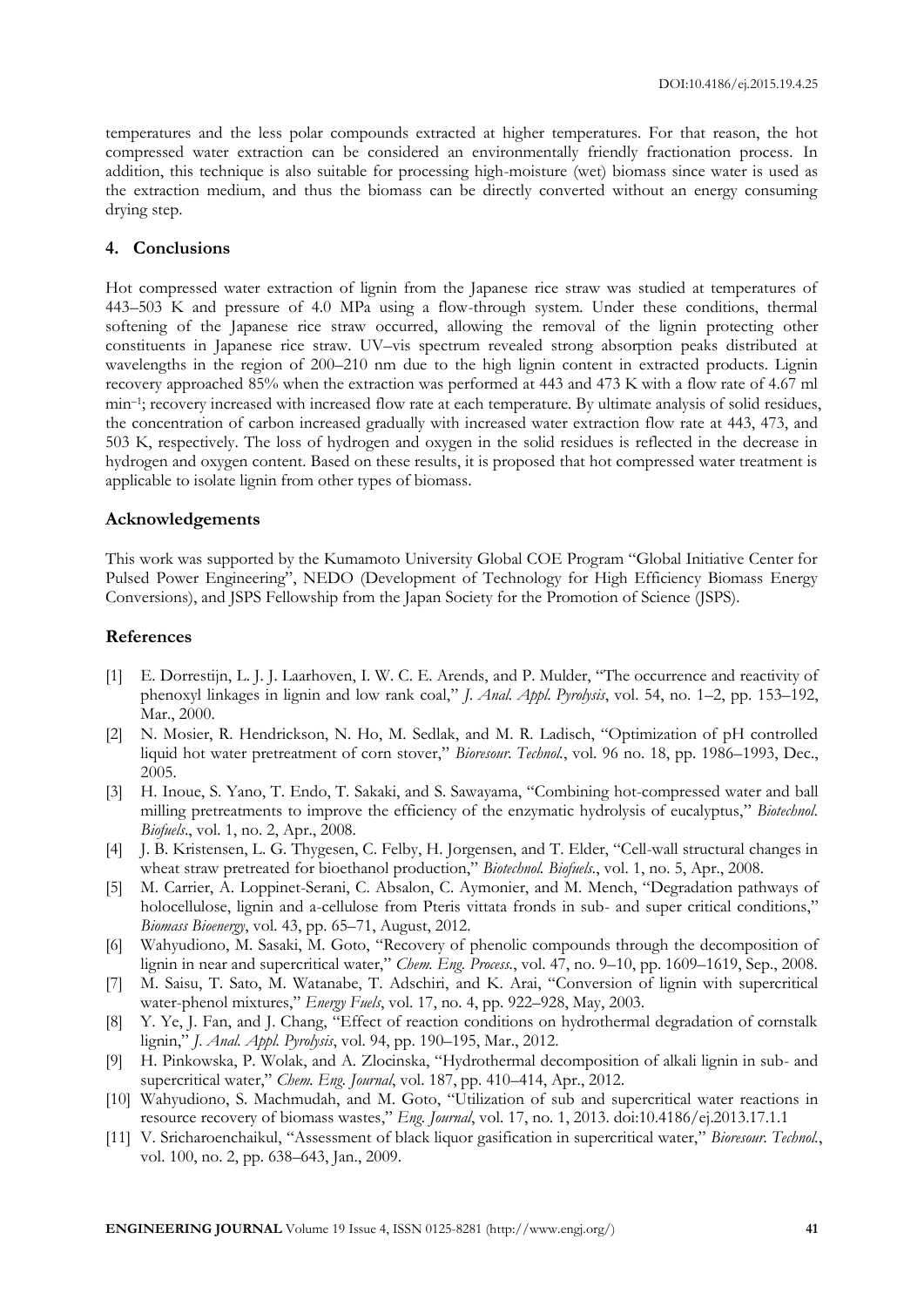temperatures and the less polar compounds extracted at higher temperatures. For that reason, the hot compressed water extraction can be considered an environmentally friendly fractionation process. In addition, this technique is also suitable for processing high-moisture (wet) biomass since water is used as the extraction medium, and thus the biomass can be directly converted without an energy consuming drying step.

## 4. Conclusions

Hot compressed water extraction of lignin from the Japanese rice straw was studied at temperatures of 443–503 K and pressure of 4.0 MPa using a flow-through system. Under these conditions, thermal softening of the Japanese rice straw occurred, allowing the removal of the lignin protecting other constituents in Japanese rice straw. UV–vis spectrum revealed strong absorption peaks distributed at wavelengths in the region of 200–210 nm due to the high lignin content in extracted products. Lignin recovery approached 85% when the extraction was performed at 443 and 473 K with a flow rate of 4.67 ml min$^{-1}$; recovery increased with increased flow rate at each temperature. By ultimate analysis of solid residues, the concentration of carbon increased gradually with increased water extraction flow rate at 443, 473, and 503 K, respectively. The loss of hydrogen and oxygen in the solid residues is reflected in the decrease in hydrogen and oxygen content. Based on these results, it is proposed that hot compressed water treatment is applicable to isolate lignin from other types of biomass.

## Acknowledgements

This work was supported by the Kumamoto University Global COE Program "Global Initiative Center for Pulsed Power Engineering", NEDO (Development of Technology for High Efficiency Biomass Energy Conversions), and JSPS Fellowship from the Japan Society for the Promotion of Science (JSPS).

## References

[1] E. Dorrestijn, L. J. J. Laarhoven, I. W. C. E. Arends, and P. Mulder, "The occurrence and reactivity of phenoxyl linkages in lignin and low rank coal," *J. Anal. Appl. Pyrolysis*, vol. 54, no. 1–2, pp. 153–192, Mar., 2000.

[2] N. Mosier, R. Hendrickson, N. Ho, M. Sedlak, and M. R. Ladisch, "Optimization of pH controlled liquid hot water pretreatment of corn stover," *Bioresour. Technol.*, vol. 96 no. 18, pp. 1986–1993, Dec., 2005.

[3] H. Inoue, S. Yano, T. Endo, T. Sakaki, and S. Sawayama, "Combining hot-compressed water and ball milling pretreatments to improve the efficiency of the enzymatic hydrolysis of eucalyptus," *Biotechnol. Biofuels.*, vol. 1, no. 2, Apr., 2008.

[4] J. B. Kristensen, L. G. Thygesen, C. Felby, H. Jorgensen, and T. Elder, "Cell-wall structural changes in wheat straw pretreated for bioethanol production," *Biotechnol. Biofuels.*, vol. 1, no. 5, Apr., 2008.

[5] M. Carrier, A. Loppinet-Serani, C. Absalon, C. Aymonier, and M. Mench, "Degradation pathways of holocellulose, lignin and a-cellulose from Pteris vittata fronds in sub- and super critical conditions," *Biomass Bioenergy*, vol. 43, pp. 65–71, August, 2012.

[6] Wahyudiono, M. Sasaki, M. Goto, "Recovery of phenolic compounds through the decomposition of lignin in near and supercritical water," *Chem. Eng. Process.*, vol. 47, no. 9–10, pp. 1609–1619, Sep., 2008.

[7] M. Saisu, T. Sato, M. Watanabe, T. Adschiri, and K. Arai, "Conversion of lignin with supercritical water-phenol mixtures," *Energy Fuels*, vol. 17, no. 4, pp. 922–928, May, 2003.

[8] Y. Ye, J. Fan, and J. Chang, "Effect of reaction conditions on hydrothermal degradation of cornstalk lignin," *J. Anal. Appl. Pyrolysis*, vol. 94, pp. 190–195, Mar., 2012.

[9] H. Pinkowska, P. Wolak, and A. Zlocinska, "Hydrothermal decomposition of alkali lignin in sub- and supercritical water," *Chem. Eng. Journal*, vol. 187, pp. 410–414, Apr., 2012.

[10] Wahyudiono, S. Machmudah, and M. Goto, "Utilization of sub and supercritical water reactions in resource recovery of biomass wastes," *Eng. Journal*, vol. 17, no. 1, 2013. doi:10.4186/ej.2013.17.1.1

[11] V. Sricharoenchaikul, "Assessment of black liquor gasification in supercritical water," *Bioresour. Technol.*, vol. 100, no. 2, pp. 638–643, Jan., 2009.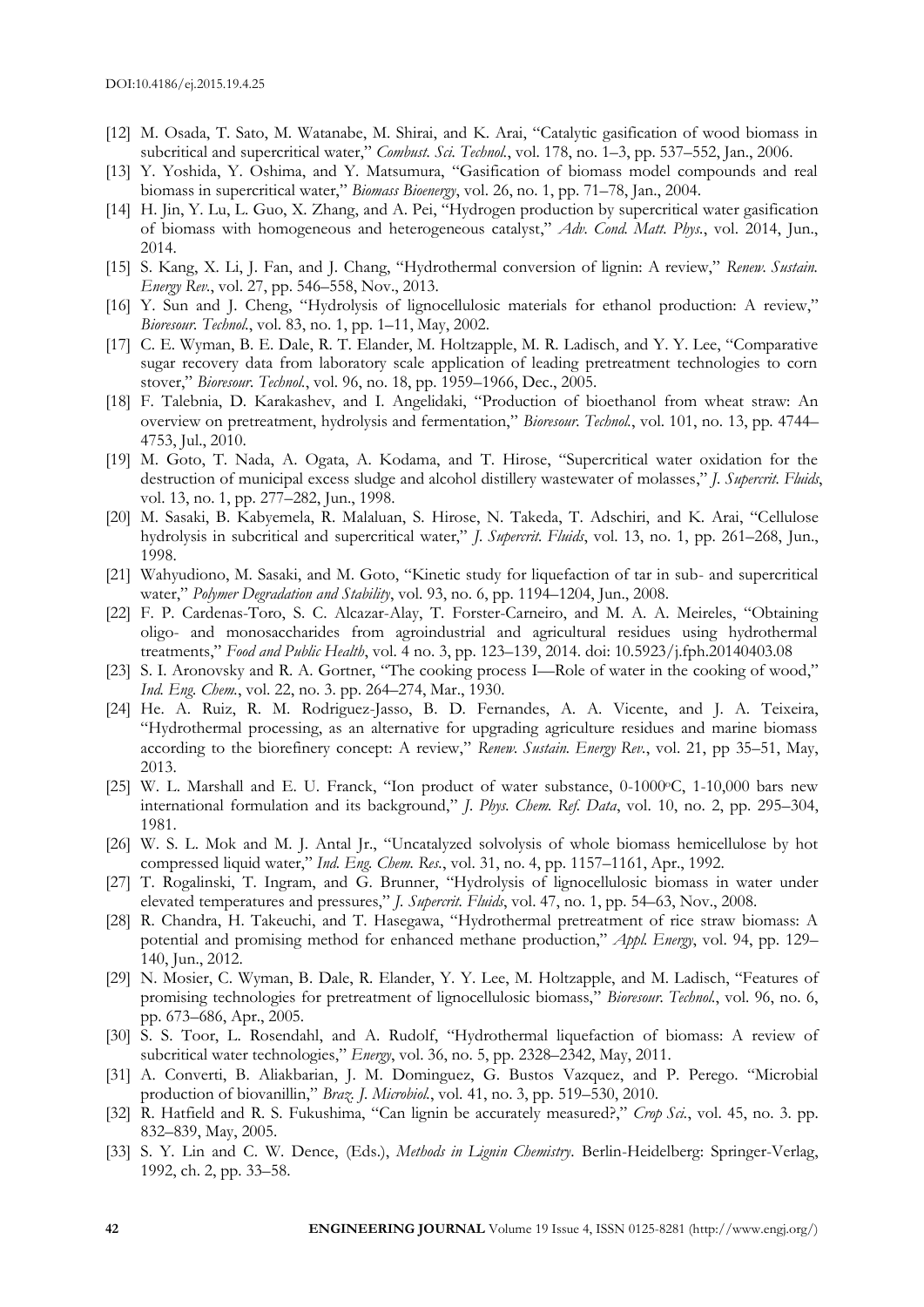[12] M. Osada, T. Sato, M. Watanabe, M. Shirai, and K. Arai, "Catalytic gasification of wood biomass in subcritical and supercritical water," *Combust. Sci. Technol.*, vol. 178, no. 1–3, pp. 537–552, Jan., 2006.

[13] Y. Yoshida, Y. Oshima, and Y. Matsumura, "Gasification of biomass model compounds and real biomass in supercritical water," *Biomass Bioenergy*, vol. 26, no. 1, pp. 71–78, Jan., 2004.

[14] H. Jin, Y. Lu, L. Guo, X. Zhang, and A. Pei, "Hydrogen production by supercritical water gasification of biomass with homogeneous and heterogeneous catalyst," *Adv. Cond. Matt. Phys.*, vol. 2014, Jun., 2014.

[15] S. Kang, X. Li, J. Fan, and J. Chang, "Hydrothermal conversion of lignin: A review," *Renew. Sustain. Energy Rev.*, vol. 27, pp. 546–558, Nov., 2013.

[16] Y. Sun and J. Cheng, "Hydrolysis of lignocellulosic materials for ethanol production: A review," *Bioresour. Technol.*, vol. 83, no. 1, pp. 1–11, May, 2002.

[17] C. E. Wyman, B. E. Dale, R. T. Elander, M. Holtzapple, M. R. Ladisch, and Y. Y. Lee, "Comparative sugar recovery data from laboratory scale application of leading pretreatment technologies to corn stover," *Bioresour. Technol.*, vol. 96, no. 18, pp. 1959–1966, Dec., 2005.

[18] F. Talebnia, D. Karakashev, and I. Angelidaki, "Production of bioethanol from wheat straw: An overview on pretreatment, hydrolysis and fermentation," *Bioresour. Technol.*, vol. 101, no. 13, pp. 4744–4753, Jul., 2010.

[19] M. Goto, T. Nada, A. Ogata, A. Kodama, and T. Hirose, "Supercritical water oxidation for the destruction of municipal excess sludge and alcohol distillery wastewater of molasses," *J. Supercrit. Fluids*, vol. 13, no. 1, pp. 277–282, Jun., 1998.

[20] M. Sasaki, B. Kabyemela, R. Malaluan, S. Hirose, N. Takeda, T. Adschiri, and K. Arai, "Cellulose hydrolysis in subcritical and supercritical water," *J. Supercrit. Fluids*, vol. 13, no. 1, pp. 261–268, Jun., 1998.

[21] Wahyudiono, M. Sasaki, and M. Goto, "Kinetic study for liquefaction of tar in sub- and supercritical water," *Polymer Degradation and Stability*, vol. 93, no. 6, pp. 1194–1204, Jun., 2008.

[22] F. P. Cardenas-Toro, S. C. Alcazar-Alay, T. Forster-Carneiro, and M. A. A. Meireles, "Obtaining oligo- and monosaccharides from agroindustrial and agricultural residues using hydrothermal treatments," *Food and Public Health*, vol. 4 no. 3, pp. 123–139, 2014. doi: 10.5923/j.fph.20140403.08

[23] S. I. Aronovsky and R. A. Gortner, "The cooking process I—Role of water in the cooking of wood," *Ind. Eng. Chem.*, vol. 22, no. 3. pp. 264–274, Mar., 1930.

[24] He. A. Ruiz, R. M. Rodriguez-Jasso, B. D. Fernandes, A. A. Vicente, and J. A. Teixeira, "Hydrothermal processing, as an alternative for upgrading agriculture residues and marine biomass according to the biorefinery concept: A review," *Renew. Sustain. Energy Rev.*, vol. 21, pp 35–51, May, 2013.

[25] W. L. Marshall and E. U. Franck, "Ion product of water substance, 0-1000°C, 1-10,000 bars new international formulation and its background," *J. Phys. Chem. Ref. Data*, vol. 10, no. 2, pp. 295–304, 1981.

[26] W. S. L. Mok and M. J. Antal Jr., "Uncatalyzed solvolysis of whole biomass hemicellulose by hot compressed liquid water," *Ind. Eng. Chem. Res.*, vol. 31, no. 4, pp. 1157–1161, Apr., 1992.

[27] T. Rogalinski, T. Ingram, and G. Brunner, "Hydrolysis of lignocellulosic biomass in water under elevated temperatures and pressures," *J. Supercrit. Fluids*, vol. 47, no. 1, pp. 54–63, Nov., 2008.

[28] R. Chandra, H. Takeuchi, and T. Hasegawa, "Hydrothermal pretreatment of rice straw biomass: A potential and promising method for enhanced methane production," *Appl. Energy*, vol. 94, pp. 129–140, Jun., 2012.

[29] N. Mosier, C. Wyman, B. Dale, R. Elander, Y. Y. Lee, M. Holtzapple, and M. Ladisch, "Features of promising technologies for pretreatment of lignocellulosic biomass," *Bioresour. Technol.*, vol. 96, no. 6, pp. 673–686, Apr., 2005.

[30] S. S. Toor, L. Rosendahl, and A. Rudolf, "Hydrothermal liquefaction of biomass: A review of subcritical water technologies," *Energy*, vol. 36, no. 5, pp. 2328–2342, May, 2011.

[31] A. Converti, B. Aliakbarian, J. M. Dominguez, G. Bustos Vazquez, and P. Perego. "Microbial production of biovanillin," *Braz. J. Microbiol.*, vol. 41, no. 3, pp. 519–530, 2010.

[32] R. Hatfield and R. S. Fukushima, "Can lignin be accurately measured?," *Crop Sci.*, vol. 45, no. 3. pp. 832–839, May, 2005.

[33] S. Y. Lin and C. W. Dence, (Eds.), *Methods in Lignin Chemistry*. Berlin-Heidelberg: Springer-Verlag, 1992, ch. 2, pp. 33–58.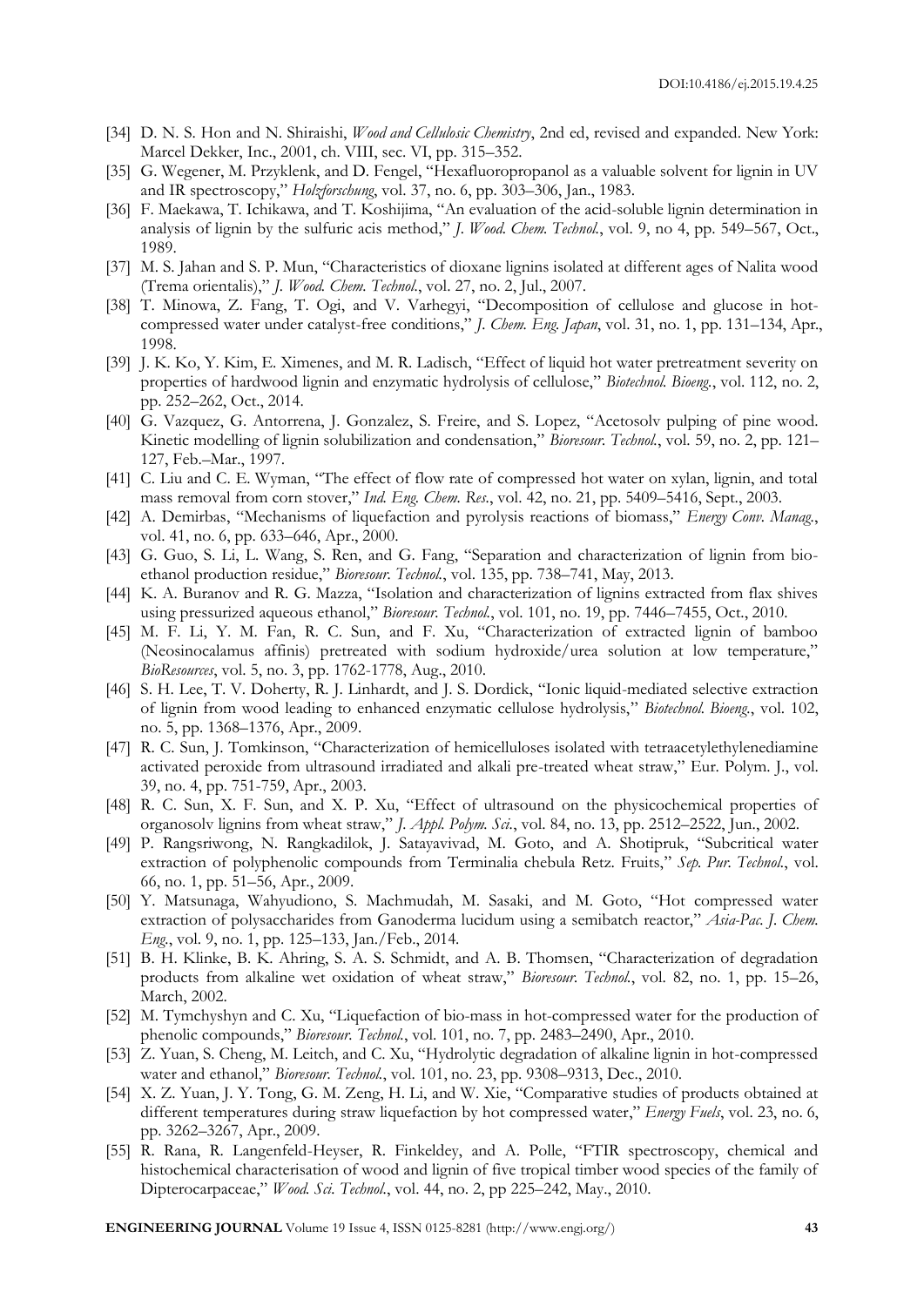[34] D. N. S. Hon and N. Shiraishi, *Wood and Cellulosic Chemistry*, 2nd ed, revised and expanded. New York: Marcel Dekker, Inc., 2001, ch. VIII, sec. VI, pp. 315–352.

[35] G. Wegener, M. Przyklenk, and D. Fengel, "Hexafluoropropanol as a valuable solvent for lignin in UV and IR spectroscopy," *Holzforschung*, vol. 37, no. 6, pp. 303–306, Jan., 1983.

[36] F. Maekawa, T. Ichikawa, and T. Koshijima, "An evaluation of the acid-soluble lignin determination in analysis of lignin by the sulfuric acis method," *J. Wood. Chem. Technol.*, vol. 9, no 4, pp. 549–567, Oct., 1989.

[37] M. S. Jahan and S. P. Mun, "Characteristics of dioxane lignins isolated at different ages of Nalita wood (Trema orientalis)," *J. Wood. Chem. Technol.*, vol. 27, no. 2, Jul., 2007.

[38] T. Minowa, Z. Fang, T. Ogi, and V. Varhegyi, "Decomposition of cellulose and glucose in hot-compressed water under catalyst-free conditions," *J. Chem. Eng. Japan*, vol. 31, no. 1, pp. 131–134, Apr., 1998.

[39] J. K. Ko, Y. Kim, E. Ximenes, and M. R. Ladisch, "Effect of liquid hot water pretreatment severity on properties of hardwood lignin and enzymatic hydrolysis of cellulose," *Biotechnol. Bioeng.*, vol. 112, no. 2, pp. 252–262, Oct., 2014.

[40] G. Vazquez, G. Antorrena, J. Gonzalez, S. Freire, and S. Lopez, "Acetosolv pulping of pine wood. Kinetic modelling of lignin solubilization and condensation," *Bioresour. Technol.*, vol. 59, no. 2, pp. 121–127, Feb.–Mar., 1997.

[41] C. Liu and C. E. Wyman, "The effect of flow rate of compressed hot water on xylan, lignin, and total mass removal from corn stover," *Ind. Eng. Chem. Res.*, vol. 42, no. 21, pp. 5409–5416, Sept., 2003.

[42] A. Demirbas, "Mechanisms of liquefaction and pyrolysis reactions of biomass," *Energy Conv. Manag.*, vol. 41, no. 6, pp. 633–646, Apr., 2000.

[43] G. Guo, S. Li, L. Wang, S. Ren, and G. Fang, "Separation and characterization of lignin from bio-ethanol production residue," *Bioresour. Technol.*, vol. 135, pp. 738–741, May, 2013.

[44] K. A. Buranov and R. G. Mazza, "Isolation and characterization of lignins extracted from flax shives using pressurized aqueous ethanol," *Bioresour. Technol.*, vol. 101, no. 19, pp. 7446–7455, Oct., 2010.

[45] M. F. Li, Y. M. Fan, R. C. Sun, and F. Xu, "Characterization of extracted lignin of bamboo (Neosinocalamus affinis) pretreated with sodium hydroxide/urea solution at low temperature," *BioResources*, vol. 5, no. 3, pp. 1762-1778, Aug., 2010.

[46] S. H. Lee, T. V. Doherty, R. J. Linhardt, and J. S. Dordick, "Ionic liquid-mediated selective extraction of lignin from wood leading to enhanced enzymatic cellulose hydrolysis," *Biotechnol. Bioeng.*, vol. 102, no. 5, pp. 1368–1376, Apr., 2009.

[47] R. C. Sun, J. Tomkinson, "Characterization of hemicelluloses isolated with tetraacetylethylenediamine activated peroxide from ultrasound irradiated and alkali pre-treated wheat straw," Eur. Polym. J., vol. 39, no. 4, pp. 751-759, Apr., 2003.

[48] R. C. Sun, X. F. Sun, and X. P. Xu, "Effect of ultrasound on the physicochemical properties of organosolv lignins from wheat straw," *J. Appl. Polym. Sci.*, vol. 84, no. 13, pp. 2512–2522, Jun., 2002.

[49] P. Rangsriwong, N. Rangkadilok, J. Satayavivad, M. Goto, and A. Shotipruk, "Subcritical water extraction of polyphenolic compounds from Terminalia chebula Retz. Fruits," *Sep. Pur. Technol.*, vol. 66, no. 1, pp. 51–56, Apr., 2009.

[50] Y. Matsunaga, Wahyudiono, S. Machmudah, M. Sasaki, and M. Goto, "Hot compressed water extraction of polysaccharides from Ganoderma lucidum using a semibatch reactor," *Asia-Pac. J. Chem. Eng.*, vol. 9, no. 1, pp. 125–133, Jan./Feb., 2014.

[51] B. H. Klinke, B. K. Ahring, S. A. S. Schmidt, and A. B. Thomsen, "Characterization of degradation products from alkaline wet oxidation of wheat straw," *Bioresour. Technol.*, vol. 82, no. 1, pp. 15–26, March, 2002.

[52] M. Tymchyshyn and C. Xu, "Liquefaction of bio-mass in hot-compressed water for the production of phenolic compounds," *Bioresour. Technol.*, vol. 101, no. 7, pp. 2483–2490, Apr., 2010.

[53] Z. Yuan, S. Cheng, M. Leitch, and C. Xu, "Hydrolytic degradation of alkaline lignin in hot-compressed water and ethanol," *Bioresour. Technol.*, vol. 101, no. 23, pp. 9308–9313, Dec., 2010.

[54] X. Z. Yuan, J. Y. Tong, G. M. Zeng, H. Li, and W. Xie, "Comparative studies of products obtained at different temperatures during straw liquefaction by hot compressed water," *Energy Fuels*, vol. 23, no. 6, pp. 3262–3267, Apr., 2009.

[55] R. Rana, R. Langenfeld-Heyser, R. Finkeldey, and A. Polle, "FTIR spectroscopy, chemical and histochemical characterisation of wood and lignin of five tropical timber wood species of the family of Dipterocarpaceae," *Wood. Sci. Technol.*, vol. 44, no. 2, pp 225–242, May., 2010.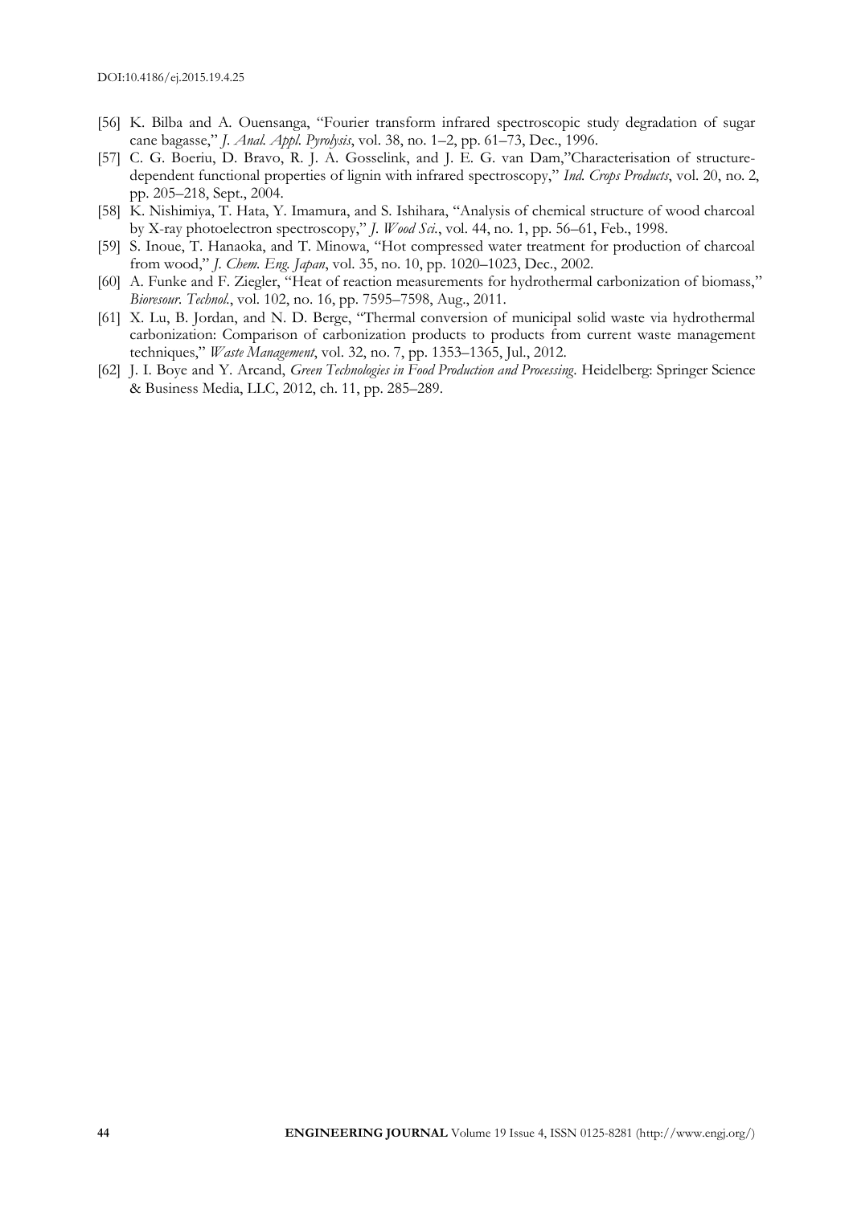[56] K. Bilba and A. Ouensanga, "Fourier transform infrared spectroscopic study degradation of sugar cane bagasse," *J. Anal. Appl. Pyrolysis*, vol. 38, no. 1–2, pp. 61–73, Dec., 1996.

[57] C. G. Boeriu, D. Bravo, R. J. A. Gosselink, and J. E. G. van Dam,"Characterisation of structure-dependent functional properties of lignin with infrared spectroscopy," *Ind. Crops Products*, vol. 20, no. 2, pp. 205–218, Sept., 2004.

[58] K. Nishimiya, T. Hata, Y. Imamura, and S. Ishihara, "Analysis of chemical structure of wood charcoal by X-ray photoelectron spectroscopy," *J. Wood Sci.*, vol. 44, no. 1, pp. 56–61, Feb., 1998.

[59] S. Inoue, T. Hanaoka, and T. Minowa, "Hot compressed water treatment for production of charcoal from wood," *J. Chem. Eng. Japan*, vol. 35, no. 10, pp. 1020–1023, Dec., 2002.

[60] A. Funke and F. Ziegler, "Heat of reaction measurements for hydrothermal carbonization of biomass," *Bioresour. Technol.*, vol. 102, no. 16, pp. 7595–7598, Aug., 2011.

[61] X. Lu, B. Jordan, and N. D. Berge, "Thermal conversion of municipal solid waste via hydrothermal carbonization: Comparison of carbonization products to products from current waste management techniques," *Waste Management*, vol. 32, no. 7, pp. 1353–1365, Jul., 2012.

[62] J. I. Boye and Y. Arcand, *Green Technologies in Food Production and Processing*. Heidelberg: Springer Science & Business Media, LLC, 2012, ch. 11, pp. 285–289.